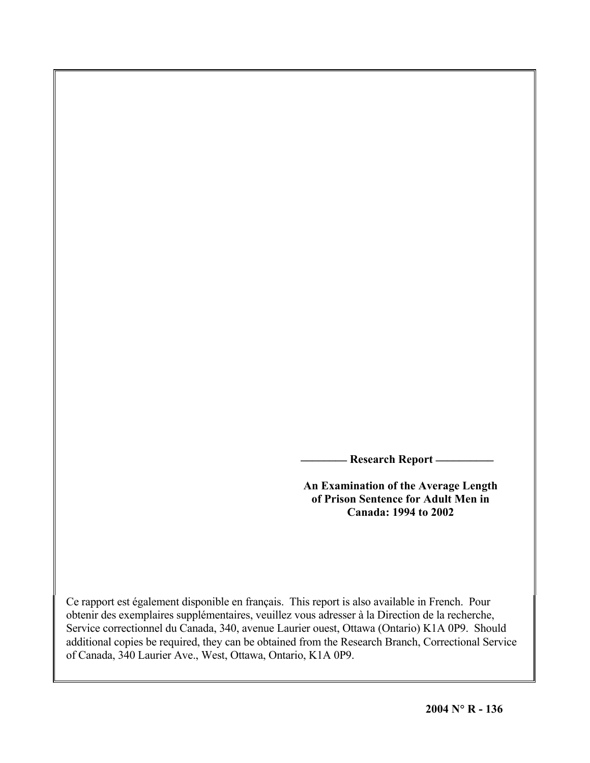**Research Report**

**An Examination of the Average Length of Prison Sentence for Adult Men in Canada: 1994 to 2002**

Ce rapport est également disponible en français. This report is also available in French. Pour obtenir des exemplaires supplémentaires, veuillez vous adresser à la Direction de la recherche, Service correctionnel du Canada, 340, avenue Laurier ouest, Ottawa (Ontario) K1A 0P9. Should additional copies be required, they can be obtained from the Research Branch, Correctional Service of Canada, 340 Laurier Ave., West, Ottawa, Ontario, K1A 0P9.

**2004 N° R - 136**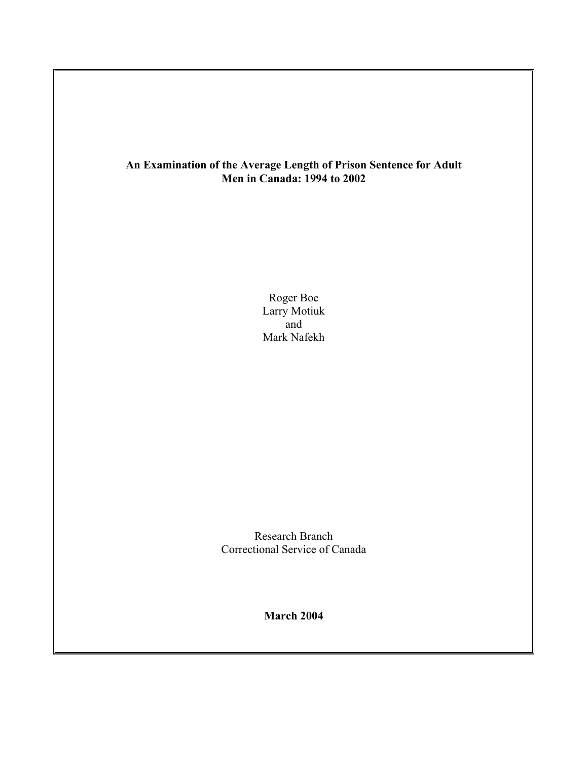**An Examination of the Average Length of Prison Sentence for Adult Men in Canada: 1994 to 2002**

Roger Boe
Larry Motiuk
and
Mark Nafekh

Research Branch
Correctional Service of Canada

**March 2004**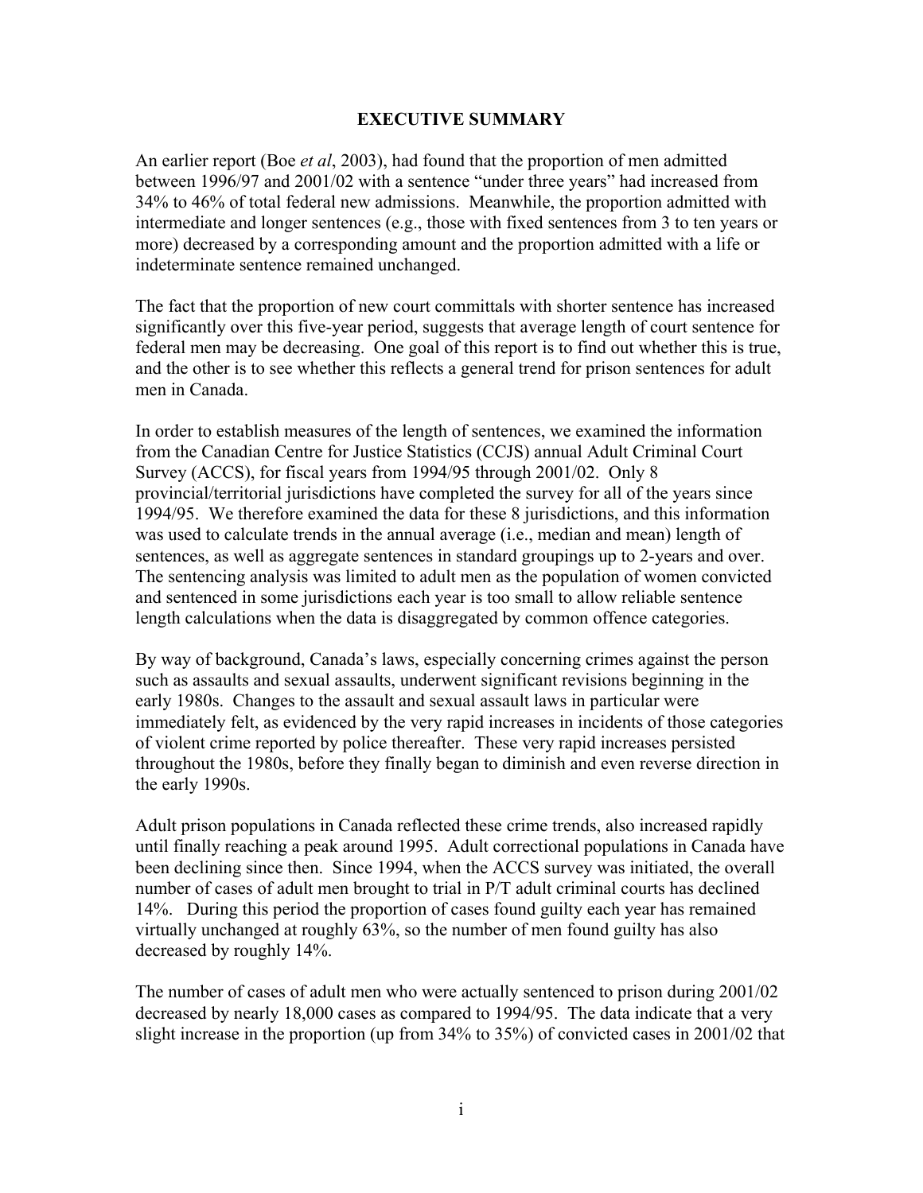## EXECUTIVE SUMMARY

An earlier report (Boe *et al*, 2003), had found that the proportion of men admitted between 1996/97 and 2001/02 with a sentence "under three years" had increased from 34% to 46% of total federal new admissions. Meanwhile, the proportion admitted with intermediate and longer sentences (e.g., those with fixed sentences from 3 to ten years or more) decreased by a corresponding amount and the proportion admitted with a life or indeterminate sentence remained unchanged.

The fact that the proportion of new court committals with shorter sentence has increased significantly over this five-year period, suggests that average length of court sentence for federal men may be decreasing. One goal of this report is to find out whether this is true, and the other is to see whether this reflects a general trend for prison sentences for adult men in Canada.

In order to establish measures of the length of sentences, we examined the information from the Canadian Centre for Justice Statistics (CCJS) annual Adult Criminal Court Survey (ACCS), for fiscal years from 1994/95 through 2001/02. Only 8 provincial/territorial jurisdictions have completed the survey for all of the years since 1994/95. We therefore examined the data for these 8 jurisdictions, and this information was used to calculate trends in the annual average (i.e., median and mean) length of sentences, as well as aggregate sentences in standard groupings up to 2-years and over. The sentencing analysis was limited to adult men as the population of women convicted and sentenced in some jurisdictions each year is too small to allow reliable sentence length calculations when the data is disaggregated by common offence categories.

By way of background, Canada's laws, especially concerning crimes against the person such as assaults and sexual assaults, underwent significant revisions beginning in the early 1980s. Changes to the assault and sexual assault laws in particular were immediately felt, as evidenced by the very rapid increases in incidents of those categories of violent crime reported by police thereafter. These very rapid increases persisted throughout the 1980s, before they finally began to diminish and even reverse direction in the early 1990s.

Adult prison populations in Canada reflected these crime trends, also increased rapidly until finally reaching a peak around 1995. Adult correctional populations in Canada have been declining since then. Since 1994, when the ACCS survey was initiated, the overall number of cases of adult men brought to trial in P/T adult criminal courts has declined 14%. During this period the proportion of cases found guilty each year has remained virtually unchanged at roughly 63%, so the number of men found guilty has also decreased by roughly 14%.

The number of cases of adult men who were actually sentenced to prison during 2001/02 decreased by nearly 18,000 cases as compared to 1994/95. The data indicate that a very slight increase in the proportion (up from 34% to 35%) of convicted cases in 2001/02 that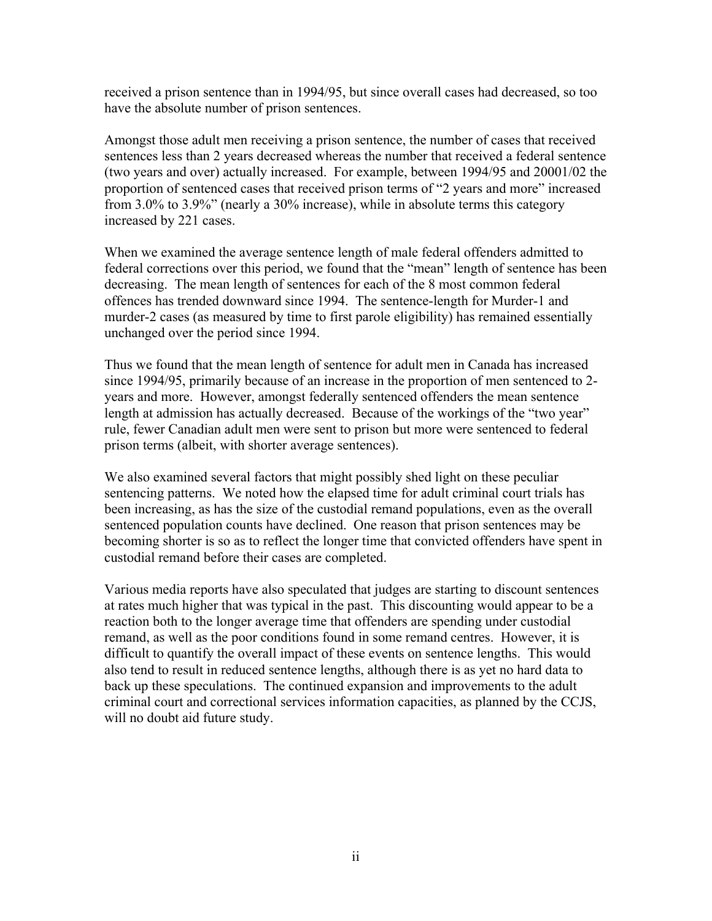received a prison sentence than in 1994/95, but since overall cases had decreased, so too have the absolute number of prison sentences.

Amongst those adult men receiving a prison sentence, the number of cases that received sentences less than 2 years decreased whereas the number that received a federal sentence (two years and over) actually increased. For example, between 1994/95 and 20001/02 the proportion of sentenced cases that received prison terms of "2 years and more" increased from 3.0% to 3.9%" (nearly a 30% increase), while in absolute terms this category increased by 221 cases.

When we examined the average sentence length of male federal offenders admitted to federal corrections over this period, we found that the "mean" length of sentence has been decreasing. The mean length of sentences for each of the 8 most common federal offences has trended downward since 1994. The sentence-length for Murder-1 and murder-2 cases (as measured by time to first parole eligibility) has remained essentially unchanged over the period since 1994.

Thus we found that the mean length of sentence for adult men in Canada has increased since 1994/95, primarily because of an increase in the proportion of men sentenced to 2-years and more. However, amongst federally sentenced offenders the mean sentence length at admission has actually decreased. Because of the workings of the "two year" rule, fewer Canadian adult men were sent to prison but more were sentenced to federal prison terms (albeit, with shorter average sentences).

We also examined several factors that might possibly shed light on these peculiar sentencing patterns. We noted how the elapsed time for adult criminal court trials has been increasing, as has the size of the custodial remand populations, even as the overall sentenced population counts have declined. One reason that prison sentences may be becoming shorter is so as to reflect the longer time that convicted offenders have spent in custodial remand before their cases are completed.

Various media reports have also speculated that judges are starting to discount sentences at rates much higher that was typical in the past. This discounting would appear to be a reaction both to the longer average time that offenders are spending under custodial remand, as well as the poor conditions found in some remand centres. However, it is difficult to quantify the overall impact of these events on sentence lengths. This would also tend to result in reduced sentence lengths, although there is as yet no hard data to back up these speculations. The continued expansion and improvements to the adult criminal court and correctional services information capacities, as planned by the CCJS, will no doubt aid future study.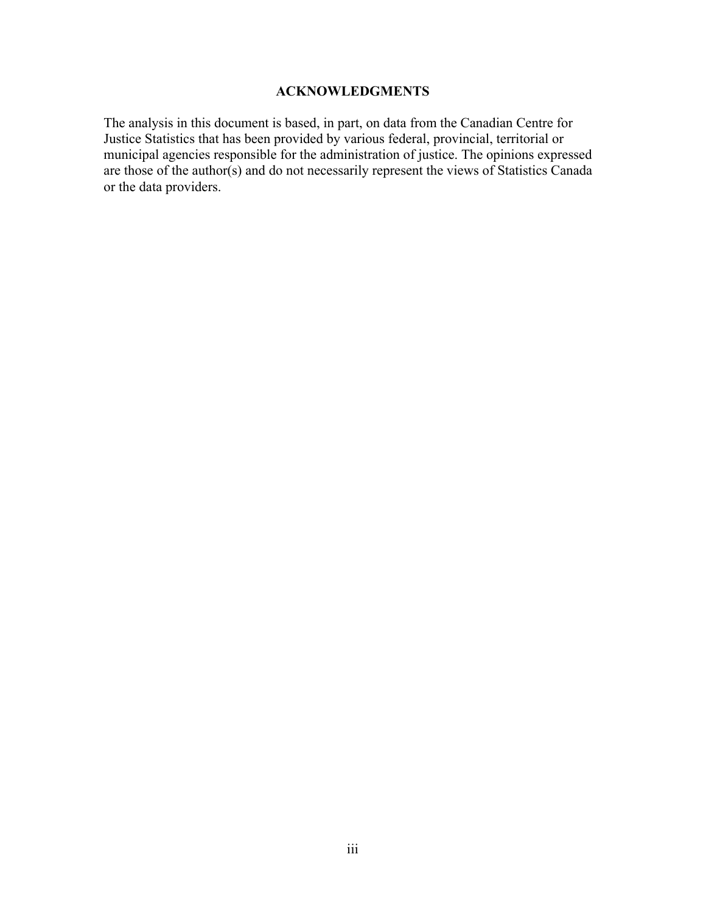## ACKNOWLEDGMENTS

The analysis in this document is based, in part, on data from the Canadian Centre for Justice Statistics that has been provided by various federal, provincial, territorial or municipal agencies responsible for the administration of justice. The opinions expressed are those of the author(s) and do not necessarily represent the views of Statistics Canada or the data providers.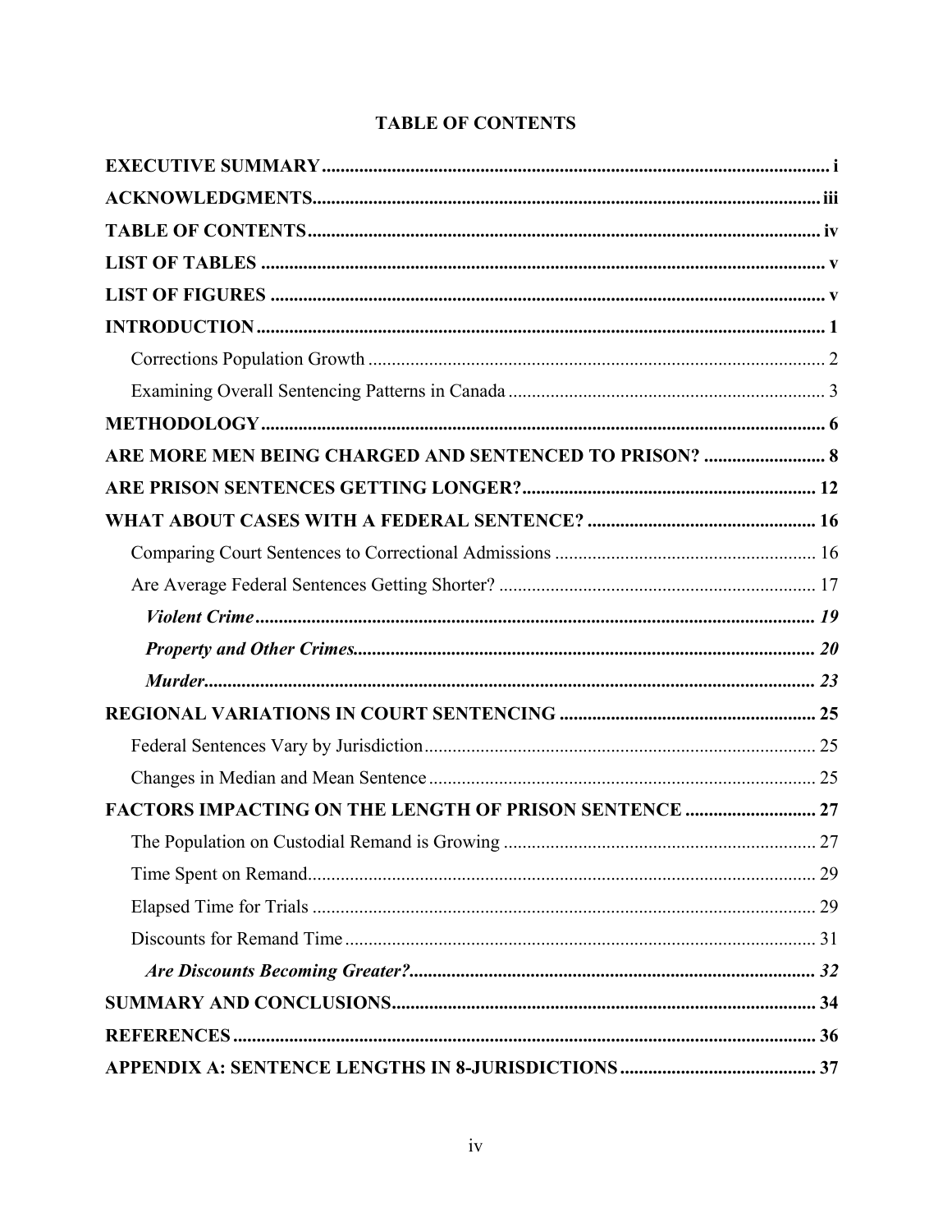# TABLE OF CONTENTS

**EXECUTIVE SUMMARY** ........................................................................................................ i

**ACKNOWLEDGMENTS** ........................................................................................................ iii

**TABLE OF CONTENTS** ........................................................................................................ iv

**LIST OF TABLES** ........................................................................................................ v

**LIST OF FIGURES** ........................................................................................................ v

**INTRODUCTION** ........................................................................................................ 1

- Corrections Population Growth ........................................................................................................ 2
- Examining Overall Sentencing Patterns in Canada ........................................................................................................ 3

**METHODOLOGY** ........................................................................................................ 6

**ARE MORE MEN BEING CHARGED AND SENTENCED TO PRISON?** ........................................................................................................ 8

**ARE PRISON SENTENCES GETTING LONGER?** ........................................................................................................ 12

**WHAT ABOUT CASES WITH A FEDERAL SENTENCE?** ........................................................................................................ 16

- Comparing Court Sentences to Correctional Admissions ........................................................................................................ 16
- Are Average Federal Sentences Getting Shorter? ........................................................................................................ 17
  - ***Violent Crime*** ........................................................................................................ ***19***
  - ***Property and Other Crimes*** ........................................................................................................ ***20***
  - ***Murder*** ........................................................................................................ ***23***

**REGIONAL VARIATIONS IN COURT SENTENCING** ........................................................................................................ 25

- Federal Sentences Vary by Jurisdiction ........................................................................................................ 25
- Changes in Median and Mean Sentence ........................................................................................................ 25

**FACTORS IMPACTING ON THE LENGTH OF PRISON SENTENCE** ........................................................................................................ 27

- The Population on Custodial Remand is Growing ........................................................................................................ 27
- Time Spent on Remand ........................................................................................................ 29
- Elapsed Time for Trials ........................................................................................................ 29
- Discounts for Remand Time ........................................................................................................ 31
  - ***Are Discounts Becoming Greater?*** ........................................................................................................ ***32***

**SUMMARY AND CONCLUSIONS** ........................................................................................................ 34

**REFERENCES** ........................................................................................................ 36

**APPENDIX A: SENTENCE LENGTHS IN 8-JURISDICTIONS** ........................................................................................................ 37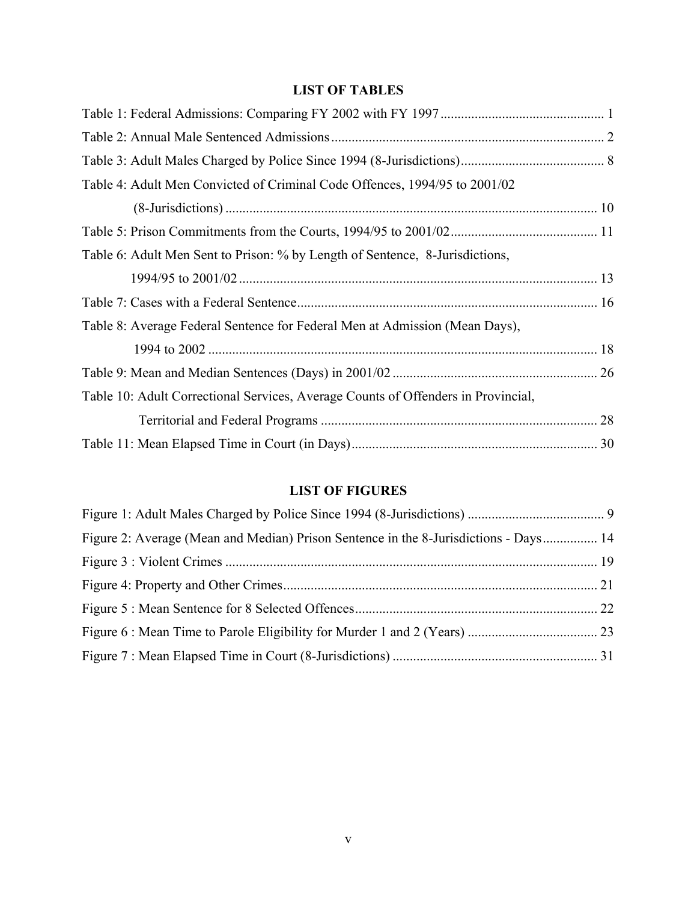## LIST OF TABLES

Table 1: Federal Admissions: Comparing FY 2002 with FY 1997 .......... 1

Table 2: Annual Male Sentenced Admissions .......... 2

Table 3: Adult Males Charged by Police Since 1994 (8-Jurisdictions) .......... 8

Table 4: Adult Men Convicted of Criminal Code Offences, 1994/95 to 2001/02 (8-Jurisdictions) .......... 10

Table 5: Prison Commitments from the Courts, 1994/95 to 2001/02 .......... 11

Table 6: Adult Men Sent to Prison: % by Length of Sentence, 8-Jurisdictions, 1994/95 to 2001/02 .......... 13

Table 7: Cases with a Federal Sentence .......... 16

Table 8: Average Federal Sentence for Federal Men at Admission (Mean Days), 1994 to 2002 .......... 18

Table 9: Mean and Median Sentences (Days) in 2001/02 .......... 26

Table 10: Adult Correctional Services, Average Counts of Offenders in Provincial, Territorial and Federal Programs .......... 28

Table 11: Mean Elapsed Time in Court (in Days) .......... 30

## LIST OF FIGURES

Figure 1: Adult Males Charged by Police Since 1994 (8-Jurisdictions) .......... 9

Figure 2: Average (Mean and Median) Prison Sentence in the 8-Jurisdictions - Days .......... 14

Figure 3 : Violent Crimes .......... 19

Figure 4: Property and Other Crimes .......... 21

Figure 5 : Mean Sentence for 8 Selected Offences .......... 22

Figure 6 : Mean Time to Parole Eligibility for Murder 1 and 2 (Years) .......... 23

Figure 7 : Mean Elapsed Time in Court (8-Jurisdictions) .......... 31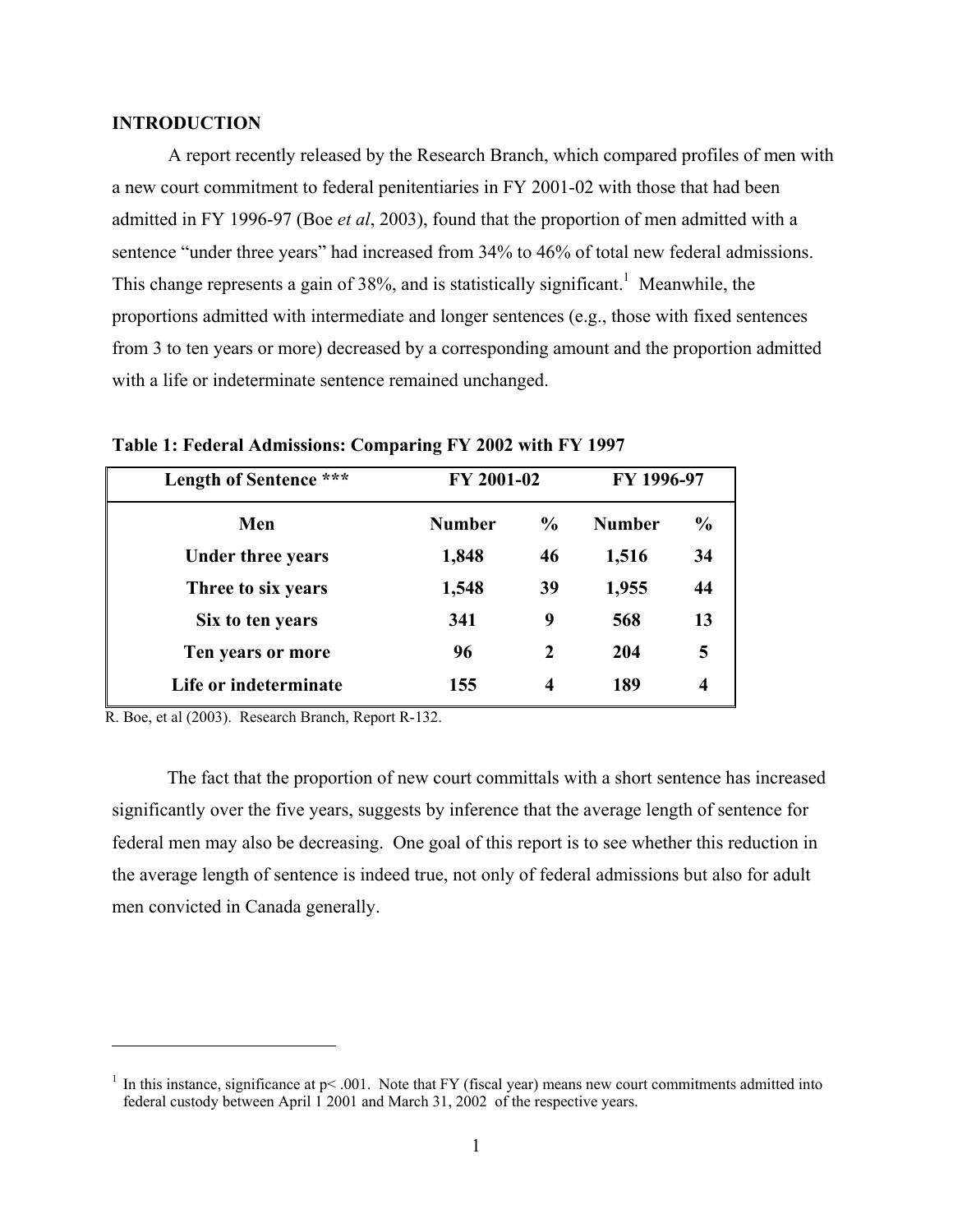**INTRODUCTION**

A report recently released by the Research Branch, which compared profiles of men with a new court commitment to federal penitentiaries in FY 2001-02 with those that had been admitted in FY 1996-97 (Boe *et al*, 2003), found that the proportion of men admitted with a sentence "under three years" had increased from 34% to 46% of total new federal admissions. This change represents a gain of 38%, and is statistically significant.[1] Meanwhile, the proportions admitted with intermediate and longer sentences (e.g., those with fixed sentences from 3 to ten years or more) decreased by a corresponding amount and the proportion admitted with a life or indeterminate sentence remained unchanged.

**Table 1: Federal Admissions: Comparing FY 2002 with FY 1997**

| Length of Sentence *** | FY 2001-02 | | FY 1996-97 | |
|---|---|---|---|---|
| **Men** | **Number** | **%** | **Number** | **%** |
| **Under three years** | **1,848** | **46** | **1,516** | **34** |
| **Three to six years** | **1,548** | **39** | **1,955** | **44** |
| **Six to ten years** | **341** | **9** | **568** | **13** |
| **Ten years or more** | **96** | **2** | **204** | **5** |
| **Life or indeterminate** | **155** | **4** | **189** | **4** |

R. Boe, et al (2003). Research Branch, Report R-132.

The fact that the proportion of new court committals with a short sentence has increased significantly over the five years, suggests by inference that the average length of sentence for federal men may also be decreasing. One goal of this report is to see whether this reduction in the average length of sentence is indeed true, not only of federal admissions but also for adult men convicted in Canada generally.

[1] In this instance, significance at $p < .001$. Note that FY (fiscal year) means new court commitments admitted into federal custody between April 1 2001 and March 31, 2002 of the respective years.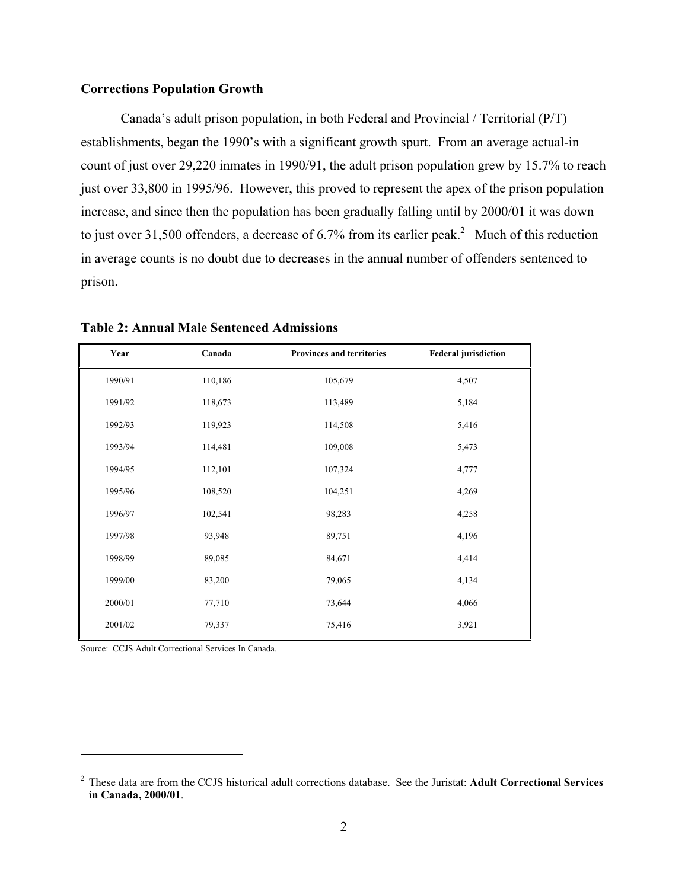## Corrections Population Growth

Canada's adult prison population, in both Federal and Provincial / Territorial (P/T) establishments, began the 1990's with a significant growth spurt. From an average actual-in count of just over 29,220 inmates in 1990/91, the adult prison population grew by 15.7% to reach just over 33,800 in 1995/96. However, this proved to represent the apex of the prison population increase, and since then the population has been gradually falling until by 2000/01 it was down to just over 31,500 offenders, a decrease of 6.7% from its earlier peak.[2] Much of this reduction in average counts is no doubt due to decreases in the annual number of offenders sentenced to prison.

**Table 2: Annual Male Sentenced Admissions**

| Year | Canada | Provinces and territories | Federal jurisdiction |
|---|---|---|---|
| 1990/91 | 110,186 | 105,679 | 4,507 |
| 1991/92 | 118,673 | 113,489 | 5,184 |
| 1992/93 | 119,923 | 114,508 | 5,416 |
| 1993/94 | 114,481 | 109,008 | 5,473 |
| 1994/95 | 112,101 | 107,324 | 4,777 |
| 1995/96 | 108,520 | 104,251 | 4,269 |
| 1996/97 | 102,541 | 98,283 | 4,258 |
| 1997/98 | 93,948 | 89,751 | 4,196 |
| 1998/99 | 89,085 | 84,671 | 4,414 |
| 1999/00 | 83,200 | 79,065 | 4,134 |
| 2000/01 | 77,710 | 73,644 | 4,066 |
| 2001/02 | 79,337 | 75,416 | 3,921 |

Source: CCJS Adult Correctional Services In Canada.

[2] These data are from the CCJS historical adult corrections database. See the Juristat: **Adult Correctional Services in Canada, 2000/01**.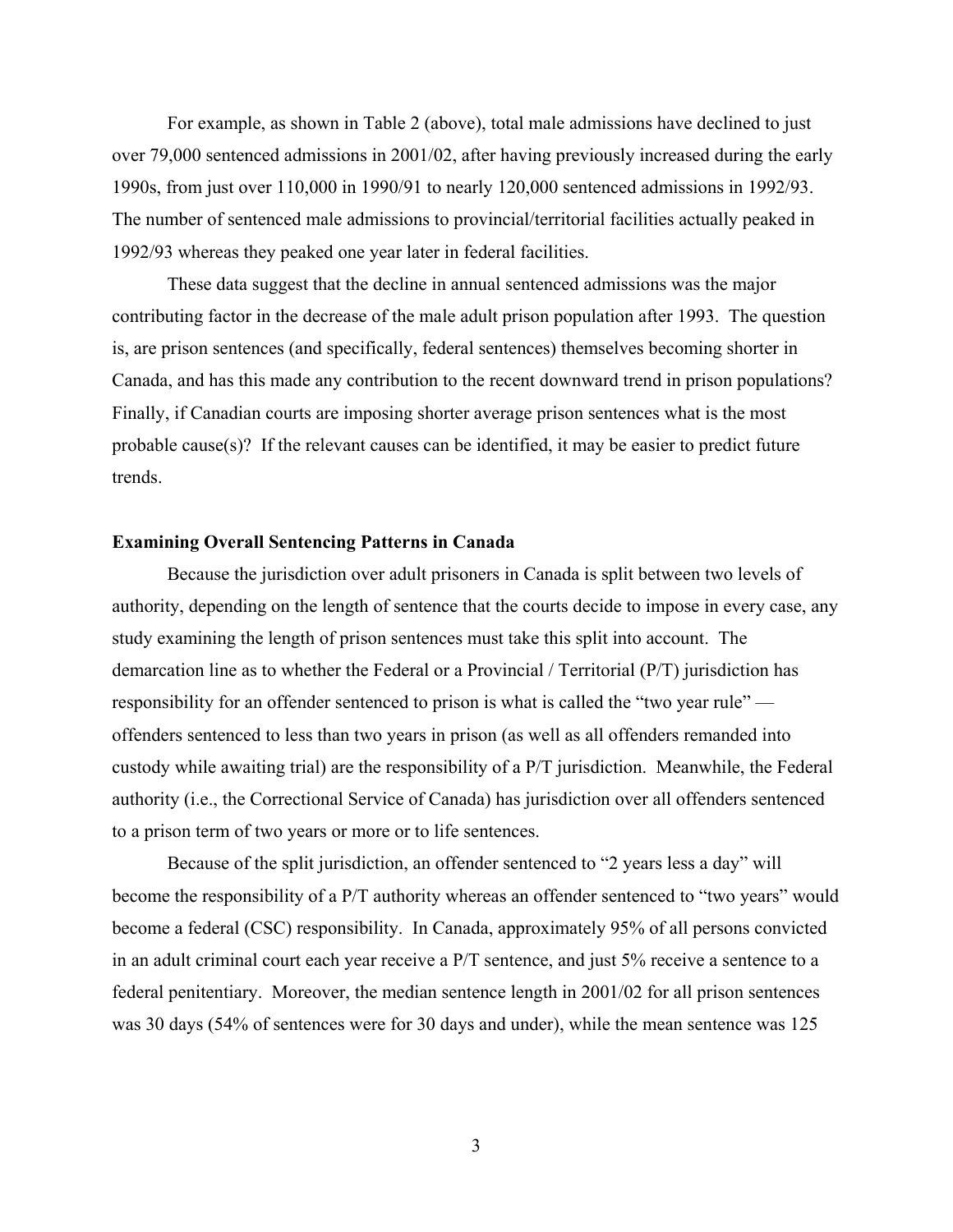For example, as shown in Table 2 (above), total male admissions have declined to just over 79,000 sentenced admissions in 2001/02, after having previously increased during the early 1990s, from just over 110,000 in 1990/91 to nearly 120,000 sentenced admissions in 1992/93. The number of sentenced male admissions to provincial/territorial facilities actually peaked in 1992/93 whereas they peaked one year later in federal facilities.

These data suggest that the decline in annual sentenced admissions was the major contributing factor in the decrease of the male adult prison population after 1993. The question is, are prison sentences (and specifically, federal sentences) themselves becoming shorter in Canada, and has this made any contribution to the recent downward trend in prison populations? Finally, if Canadian courts are imposing shorter average prison sentences what is the most probable cause(s)? If the relevant causes can be identified, it may be easier to predict future trends.

**Examining Overall Sentencing Patterns in Canada**

Because the jurisdiction over adult prisoners in Canada is split between two levels of authority, depending on the length of sentence that the courts decide to impose in every case, any study examining the length of prison sentences must take this split into account. The demarcation line as to whether the Federal or a Provincial / Territorial (P/T) jurisdiction has responsibility for an offender sentenced to prison is what is called the "two year rule" — offenders sentenced to less than two years in prison (as well as all offenders remanded into custody while awaiting trial) are the responsibility of a P/T jurisdiction. Meanwhile, the Federal authority (i.e., the Correctional Service of Canada) has jurisdiction over all offenders sentenced to a prison term of two years or more or to life sentences.

Because of the split jurisdiction, an offender sentenced to "2 years less a day" will become the responsibility of a P/T authority whereas an offender sentenced to "two years" would become a federal (CSC) responsibility. In Canada, approximately 95% of all persons convicted in an adult criminal court each year receive a P/T sentence, and just 5% receive a sentence to a federal penitentiary. Moreover, the median sentence length in 2001/02 for all prison sentences was 30 days (54% of sentences were for 30 days and under), while the mean sentence was 125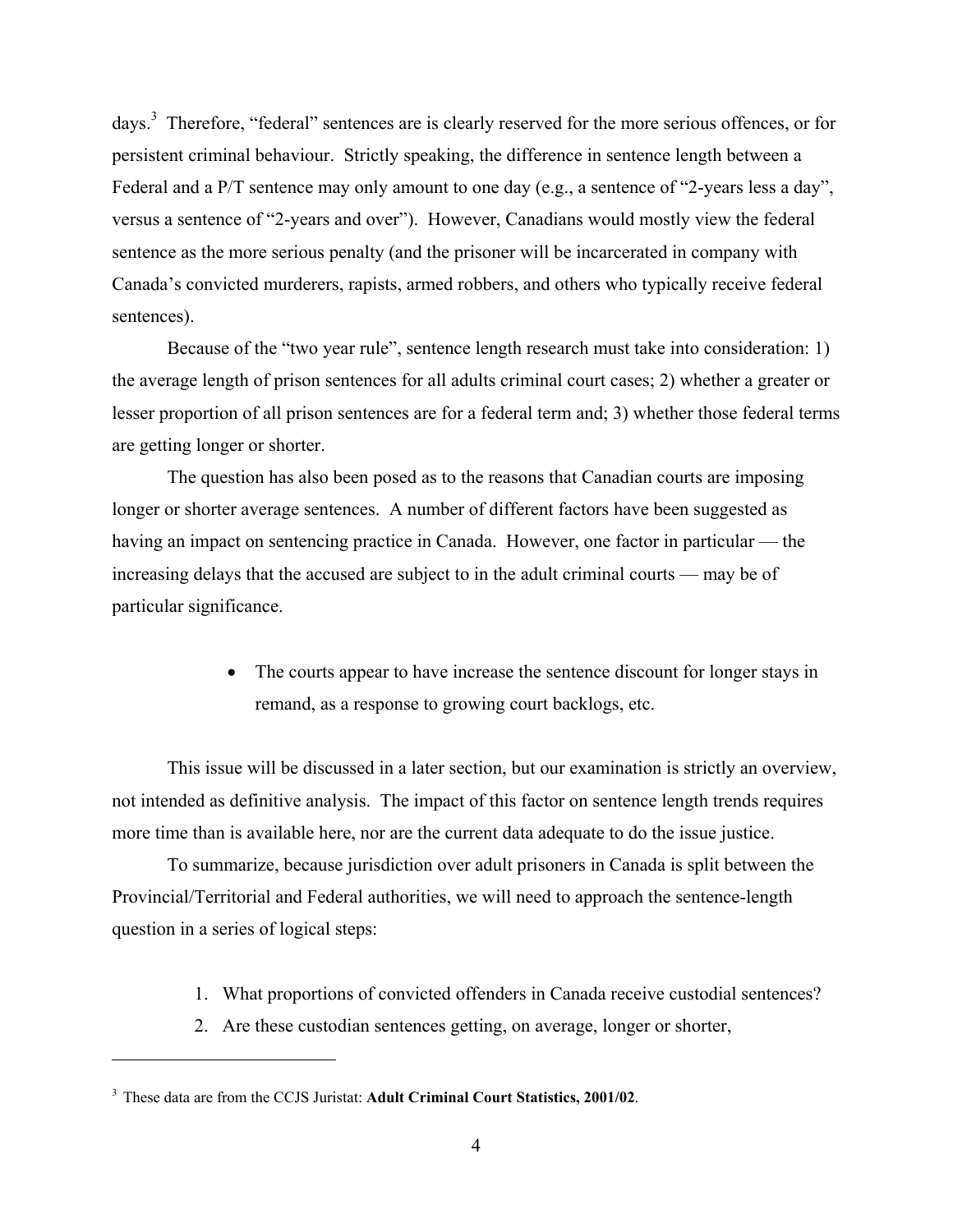days.[3] Therefore, "federal" sentences are is clearly reserved for the more serious offences, or for persistent criminal behaviour. Strictly speaking, the difference in sentence length between a Federal and a P/T sentence may only amount to one day (e.g., a sentence of "2-years less a day", versus a sentence of "2-years and over"). However, Canadians would mostly view the federal sentence as the more serious penalty (and the prisoner will be incarcerated in company with Canada's convicted murderers, rapists, armed robbers, and others who typically receive federal sentences).

Because of the "two year rule", sentence length research must take into consideration: 1) the average length of prison sentences for all adults criminal court cases; 2) whether a greater or lesser proportion of all prison sentences are for a federal term and; 3) whether those federal terms are getting longer or shorter.

The question has also been posed as to the reasons that Canadian courts are imposing longer or shorter average sentences. A number of different factors have been suggested as having an impact on sentencing practice in Canada. However, one factor in particular — the increasing delays that the accused are subject to in the adult criminal courts — may be of particular significance.

- The courts appear to have increase the sentence discount for longer stays in remand, as a response to growing court backlogs, etc.

This issue will be discussed in a later section, but our examination is strictly an overview, not intended as definitive analysis. The impact of this factor on sentence length trends requires more time than is available here, nor are the current data adequate to do the issue justice.

To summarize, because jurisdiction over adult prisoners in Canada is split between the Provincial/Territorial and Federal authorities, we will need to approach the sentence-length question in a series of logical steps:

1. What proportions of convicted offenders in Canada receive custodial sentences?
2. Are these custodian sentences getting, on average, longer or shorter,

[3] These data are from the CCJS Juristat: **Adult Criminal Court Statistics, 2001/02**.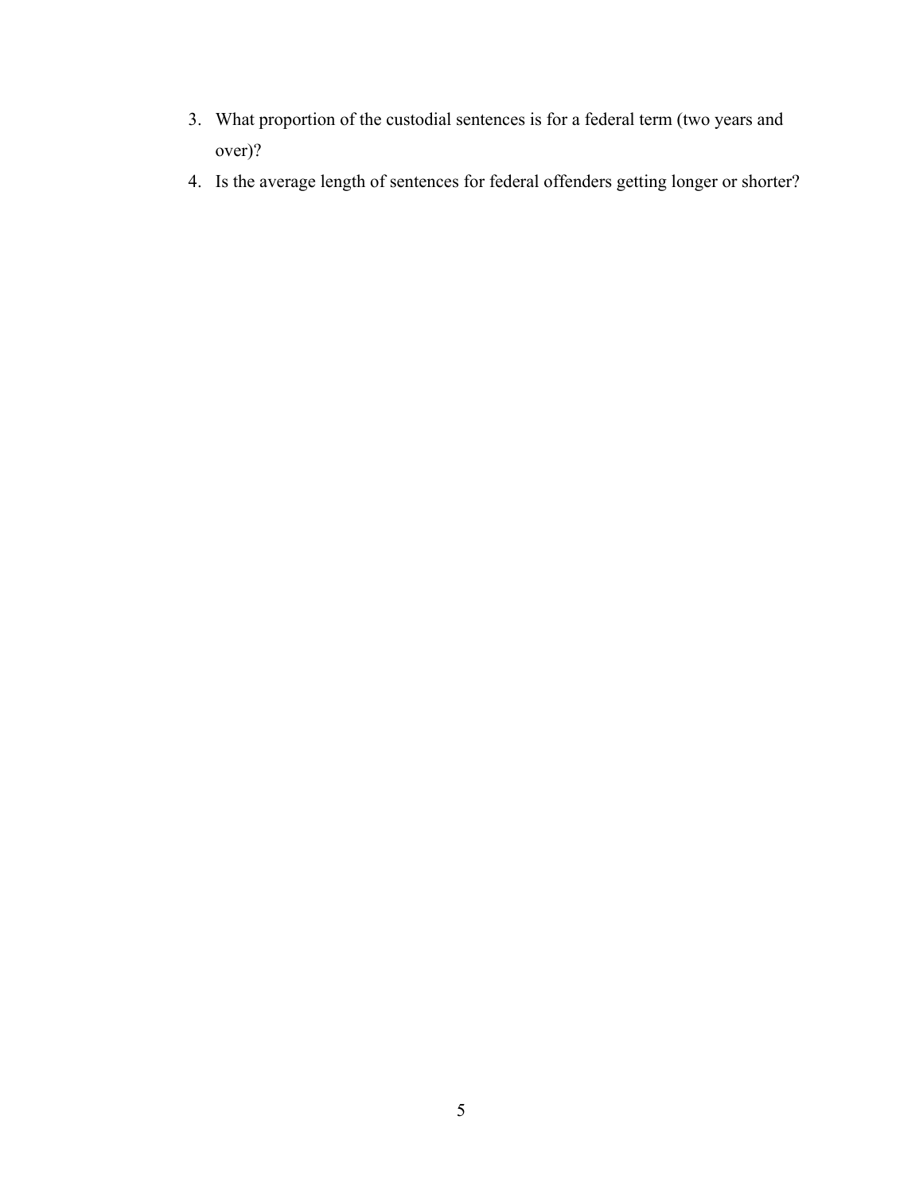3. What proportion of the custodial sentences is for a federal term (two years and over)?
4. Is the average length of sentences for federal offenders getting longer or shorter?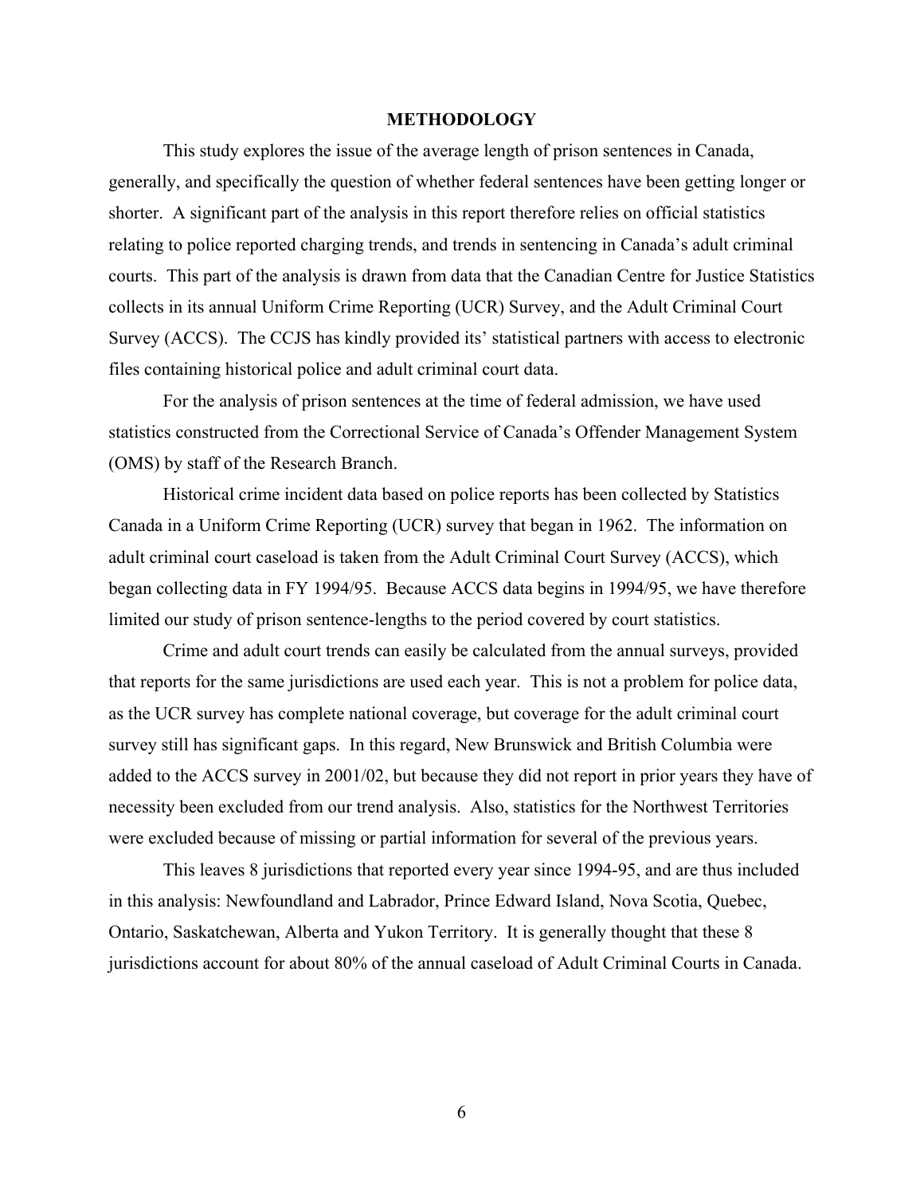# METHODOLOGY

This study explores the issue of the average length of prison sentences in Canada, generally, and specifically the question of whether federal sentences have been getting longer or shorter. A significant part of the analysis in this report therefore relies on official statistics relating to police reported charging trends, and trends in sentencing in Canada's adult criminal courts. This part of the analysis is drawn from data that the Canadian Centre for Justice Statistics collects in its annual Uniform Crime Reporting (UCR) Survey, and the Adult Criminal Court Survey (ACCS). The CCJS has kindly provided its' statistical partners with access to electronic files containing historical police and adult criminal court data.

For the analysis of prison sentences at the time of federal admission, we have used statistics constructed from the Correctional Service of Canada's Offender Management System (OMS) by staff of the Research Branch.

Historical crime incident data based on police reports has been collected by Statistics Canada in a Uniform Crime Reporting (UCR) survey that began in 1962. The information on adult criminal court caseload is taken from the Adult Criminal Court Survey (ACCS), which began collecting data in FY 1994/95. Because ACCS data begins in 1994/95, we have therefore limited our study of prison sentence-lengths to the period covered by court statistics.

Crime and adult court trends can easily be calculated from the annual surveys, provided that reports for the same jurisdictions are used each year. This is not a problem for police data, as the UCR survey has complete national coverage, but coverage for the adult criminal court survey still has significant gaps. In this regard, New Brunswick and British Columbia were added to the ACCS survey in 2001/02, but because they did not report in prior years they have of necessity been excluded from our trend analysis. Also, statistics for the Northwest Territories were excluded because of missing or partial information for several of the previous years.

This leaves 8 jurisdictions that reported every year since 1994-95, and are thus included in this analysis: Newfoundland and Labrador, Prince Edward Island, Nova Scotia, Quebec, Ontario, Saskatchewan, Alberta and Yukon Territory. It is generally thought that these 8 jurisdictions account for about 80% of the annual caseload of Adult Criminal Courts in Canada.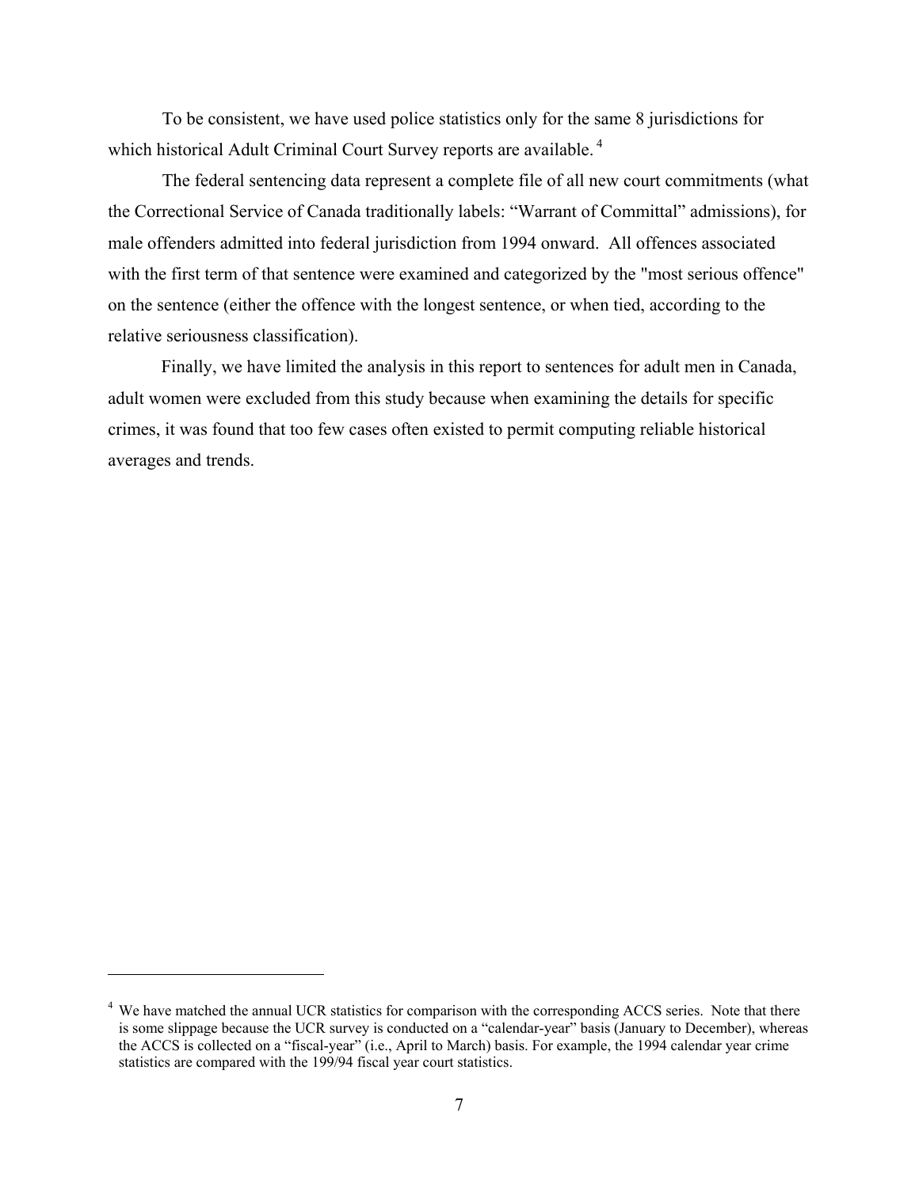To be consistent, we have used police statistics only for the same 8 jurisdictions for which historical Adult Criminal Court Survey reports are available.[4]

The federal sentencing data represent a complete file of all new court commitments (what the Correctional Service of Canada traditionally labels: "Warrant of Committal" admissions), for male offenders admitted into federal jurisdiction from 1994 onward. All offences associated with the first term of that sentence were examined and categorized by the "most serious offence" on the sentence (either the offence with the longest sentence, or when tied, according to the relative seriousness classification).

Finally, we have limited the analysis in this report to sentences for adult men in Canada, adult women were excluded from this study because when examining the details for specific crimes, it was found that too few cases often existed to permit computing reliable historical averages and trends.

---

[4] We have matched the annual UCR statistics for comparison with the corresponding ACCS series. Note that there is some slippage because the UCR survey is conducted on a "calendar-year" basis (January to December), whereas the ACCS is collected on a "fiscal-year" (i.e., April to March) basis. For example, the 1994 calendar year crime statistics are compared with the 199/94 fiscal year court statistics.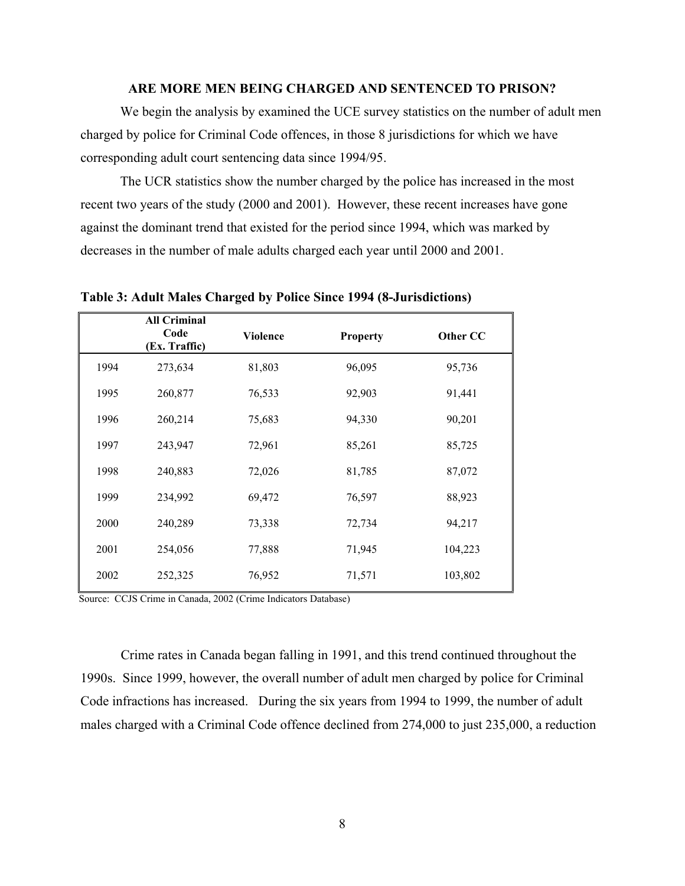### ARE MORE MEN BEING CHARGED AND SENTENCED TO PRISON?

We begin the analysis by examined the UCE survey statistics on the number of adult men charged by police for Criminal Code offences, in those 8 jurisdictions for which we have corresponding adult court sentencing data since 1994/95.

The UCR statistics show the number charged by the police has increased in the most recent two years of the study (2000 and 2001). However, these recent increases have gone against the dominant trend that existed for the period since 1994, which was marked by decreases in the number of male adults charged each year until 2000 and 2001.

**Table 3: Adult Males Charged by Police Since 1994 (8-Jurisdictions)**

| | All Criminal Code (Ex. Traffic) | Violence | Property | Other CC |
|---|---|---|---|---|
| 1994 | 273,634 | 81,803 | 96,095 | 95,736 |
| 1995 | 260,877 | 76,533 | 92,903 | 91,441 |
| 1996 | 260,214 | 75,683 | 94,330 | 90,201 |
| 1997 | 243,947 | 72,961 | 85,261 | 85,725 |
| 1998 | 240,883 | 72,026 | 81,785 | 87,072 |
| 1999 | 234,992 | 69,472 | 76,597 | 88,923 |
| 2000 | 240,289 | 73,338 | 72,734 | 94,217 |
| 2001 | 254,056 | 77,888 | 71,945 | 104,223 |
| 2002 | 252,325 | 76,952 | 71,571 | 103,802 |

Source: CCJS Crime in Canada, 2002 (Crime Indicators Database)

Crime rates in Canada began falling in 1991, and this trend continued throughout the 1990s. Since 1999, however, the overall number of adult men charged by police for Criminal Code infractions has increased. During the six years from 1994 to 1999, the number of adult males charged with a Criminal Code offence declined from 274,000 to just 235,000, a reduction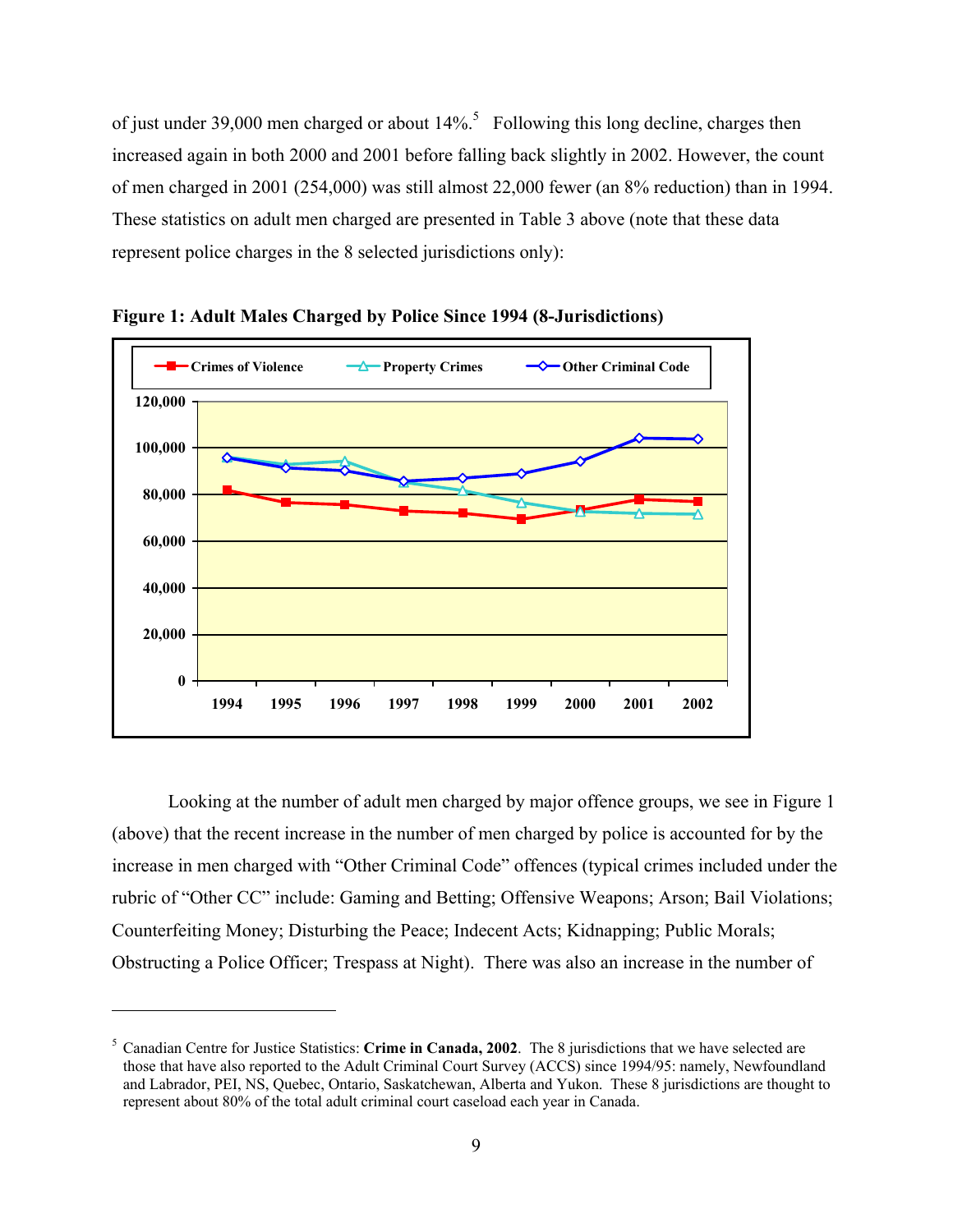of just under 39,000 men charged or about 14%.[5] Following this long decline, charges then increased again in both 2000 and 2001 before falling back slightly in 2002. However, the count of men charged in 2001 (254,000) was still almost 22,000 fewer (an 8% reduction) than in 1994. These statistics on adult men charged are presented in Table 3 above (note that these data represent police charges in the 8 selected jurisdictions only):

**Figure 1: Adult Males Charged by Police Since 1994 (8-Jurisdictions)**

Looking at the number of adult men charged by major offence groups, we see in Figure 1 (above) that the recent increase in the number of men charged by police is accounted for by the increase in men charged with "Other Criminal Code" offences (typical crimes included under the rubric of "Other CC" include: Gaming and Betting; Offensive Weapons; Arson; Bail Violations; Counterfeiting Money; Disturbing the Peace; Indecent Acts; Kidnapping; Public Morals; Obstructing a Police Officer; Trespass at Night). There was also an increase in the number of

[5] Canadian Centre for Justice Statistics: **Crime in Canada, 2002**. The 8 jurisdictions that we have selected are those that have also reported to the Adult Criminal Court Survey (ACCS) since 1994/95: namely, Newfoundland and Labrador, PEI, NS, Quebec, Ontario, Saskatchewan, Alberta and Yukon. These 8 jurisdictions are thought to represent about 80% of the total adult criminal court caseload each year in Canada.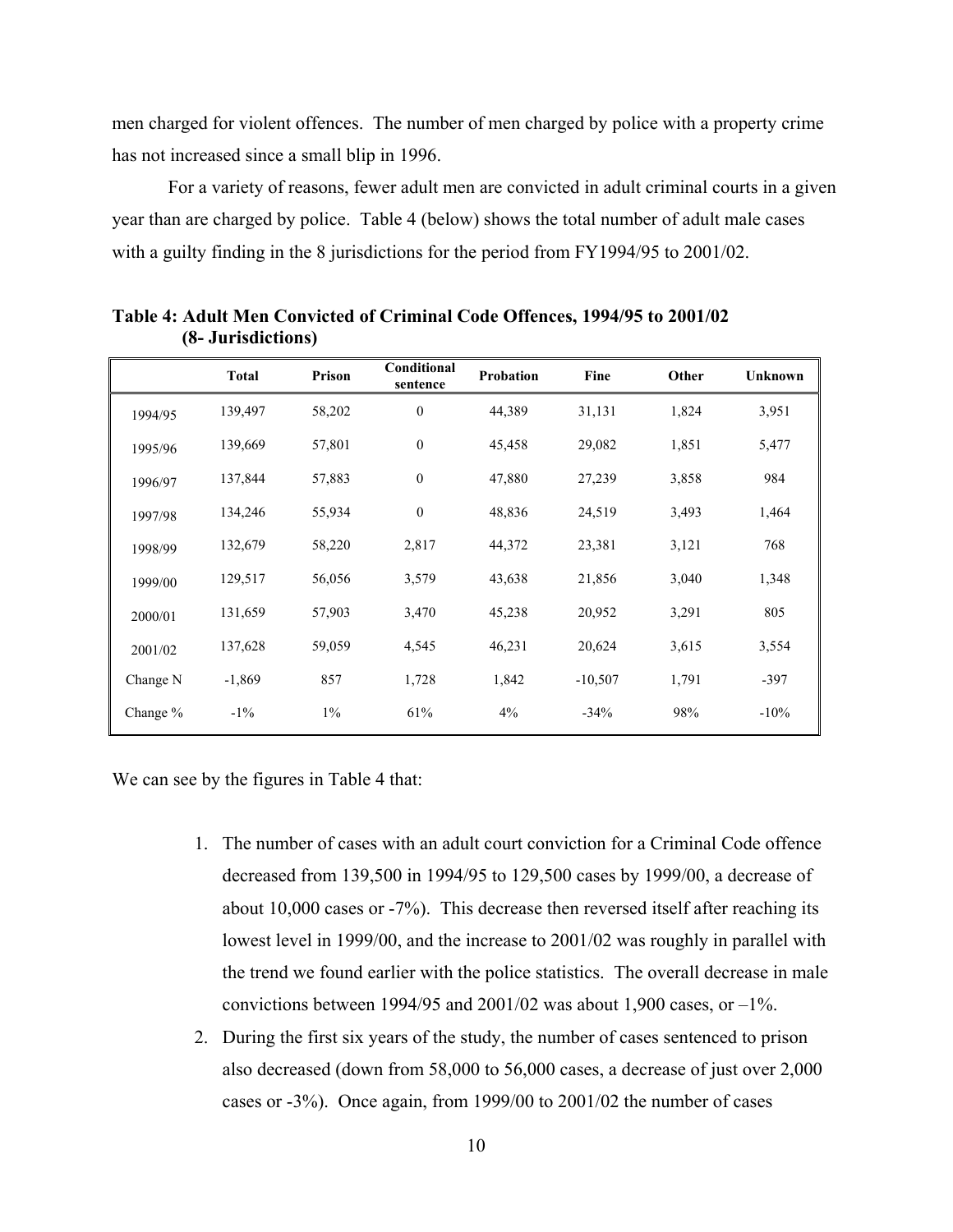men charged for violent offences. The number of men charged by police with a property crime has not increased since a small blip in 1996.

For a variety of reasons, fewer adult men are convicted in adult criminal courts in a given year than are charged by police. Table 4 (below) shows the total number of adult male cases with a guilty finding in the 8 jurisdictions for the period from FY1994/95 to 2001/02.

**Table 4: Adult Men Convicted of Criminal Code Offences, 1994/95 to 2001/02 (8- Jurisdictions)**

| | Total | Prison | Conditional sentence | Probation | Fine | Other | Unknown |
|---|---|---|---|---|---|---|---|
| 1994/95 | 139,497 | 58,202 | 0 | 44,389 | 31,131 | 1,824 | 3,951 |
| 1995/96 | 139,669 | 57,801 | 0 | 45,458 | 29,082 | 1,851 | 5,477 |
| 1996/97 | 137,844 | 57,883 | 0 | 47,880 | 27,239 | 3,858 | 984 |
| 1997/98 | 134,246 | 55,934 | 0 | 48,836 | 24,519 | 3,493 | 1,464 |
| 1998/99 | 132,679 | 58,220 | 2,817 | 44,372 | 23,381 | 3,121 | 768 |
| 1999/00 | 129,517 | 56,056 | 3,579 | 43,638 | 21,856 | 3,040 | 1,348 |
| 2000/01 | 131,659 | 57,903 | 3,470 | 45,238 | 20,952 | 3,291 | 805 |
| 2001/02 | 137,628 | 59,059 | 4,545 | 46,231 | 20,624 | 3,615 | 3,554 |
| Change N | -1,869 | 857 | 1,728 | 1,842 | -10,507 | 1,791 | -397 |
| Change % | -1% | 1% | 61% | 4% | -34% | 98% | -10% |

We can see by the figures in Table 4 that:

1. The number of cases with an adult court conviction for a Criminal Code offence decreased from 139,500 in 1994/95 to 129,500 cases by 1999/00, a decrease of about 10,000 cases or -7%). This decrease then reversed itself after reaching its lowest level in 1999/00, and the increase to 2001/02 was roughly in parallel with the trend we found earlier with the police statistics. The overall decrease in male convictions between 1994/95 and 2001/02 was about 1,900 cases, or –1%.
2. During the first six years of the study, the number of cases sentenced to prison also decreased (down from 58,000 to 56,000 cases, a decrease of just over 2,000 cases or -3%). Once again, from 1999/00 to 2001/02 the number of cases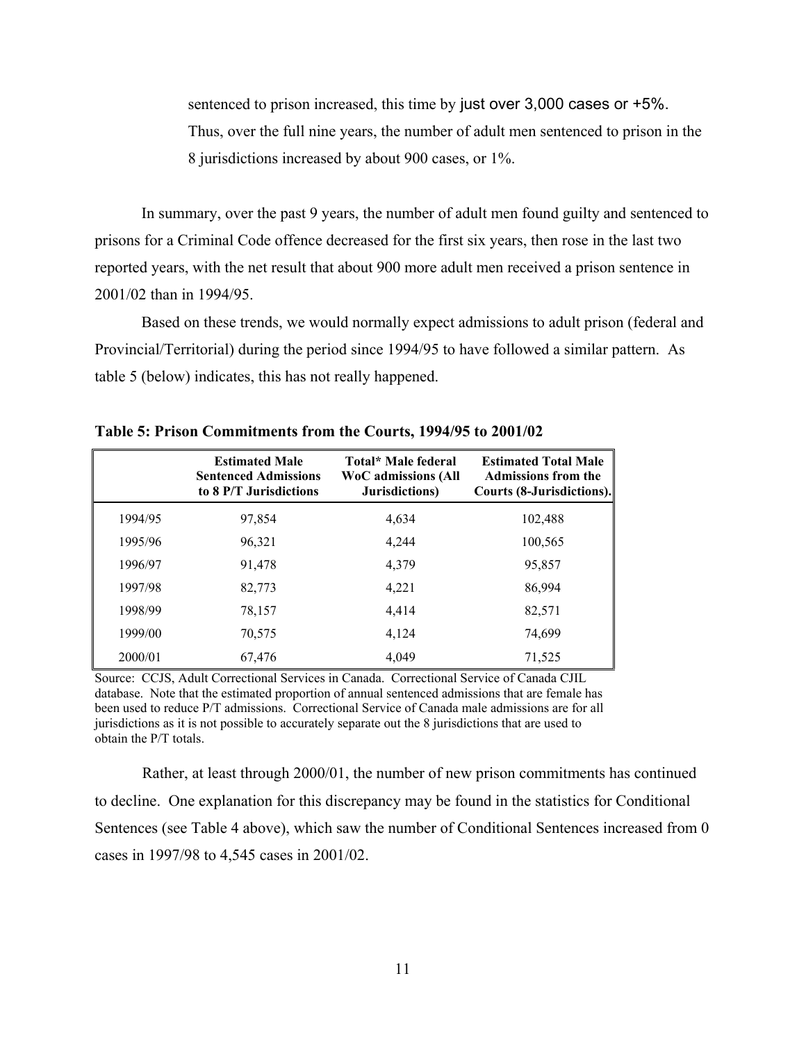sentenced to prison increased, this time by just over 3,000 cases or +5%. Thus, over the full nine years, the number of adult men sentenced to prison in the 8 jurisdictions increased by about 900 cases, or 1%.

In summary, over the past 9 years, the number of adult men found guilty and sentenced to prisons for a Criminal Code offence decreased for the first six years, then rose in the last two reported years, with the net result that about 900 more adult men received a prison sentence in 2001/02 than in 1994/95.

Based on these trends, we would normally expect admissions to adult prison (federal and Provincial/Territorial) during the period since 1994/95 to have followed a similar pattern. As table 5 (below) indicates, this has not really happened.

**Table 5: Prison Commitments from the Courts, 1994/95 to 2001/02**

| | Estimated Male Sentenced Admissions to 8 P/T Jurisdictions | Total* Male federal WoC admissions (All Jurisdictions) | Estimated Total Male Admissions from the Courts (8-Jurisdictions). |
|---|---|---|---|
| 1994/95 | 97,854 | 4,634 | 102,488 |
| 1995/96 | 96,321 | 4,244 | 100,565 |
| 1996/97 | 91,478 | 4,379 | 95,857 |
| 1997/98 | 82,773 | 4,221 | 86,994 |
| 1998/99 | 78,157 | 4,414 | 82,571 |
| 1999/00 | 70,575 | 4,124 | 74,699 |
| 2000/01 | 67,476 | 4,049 | 71,525 |

Source: CCJS, Adult Correctional Services in Canada. Correctional Service of Canada CJIL database. Note that the estimated proportion of annual sentenced admissions that are female has been used to reduce P/T admissions. Correctional Service of Canada male admissions are for all jurisdictions as it is not possible to accurately separate out the 8 jurisdictions that are used to obtain the P/T totals.

Rather, at least through 2000/01, the number of new prison commitments has continued to decline. One explanation for this discrepancy may be found in the statistics for Conditional Sentences (see Table 4 above), which saw the number of Conditional Sentences increased from 0 cases in 1997/98 to 4,545 cases in 2001/02.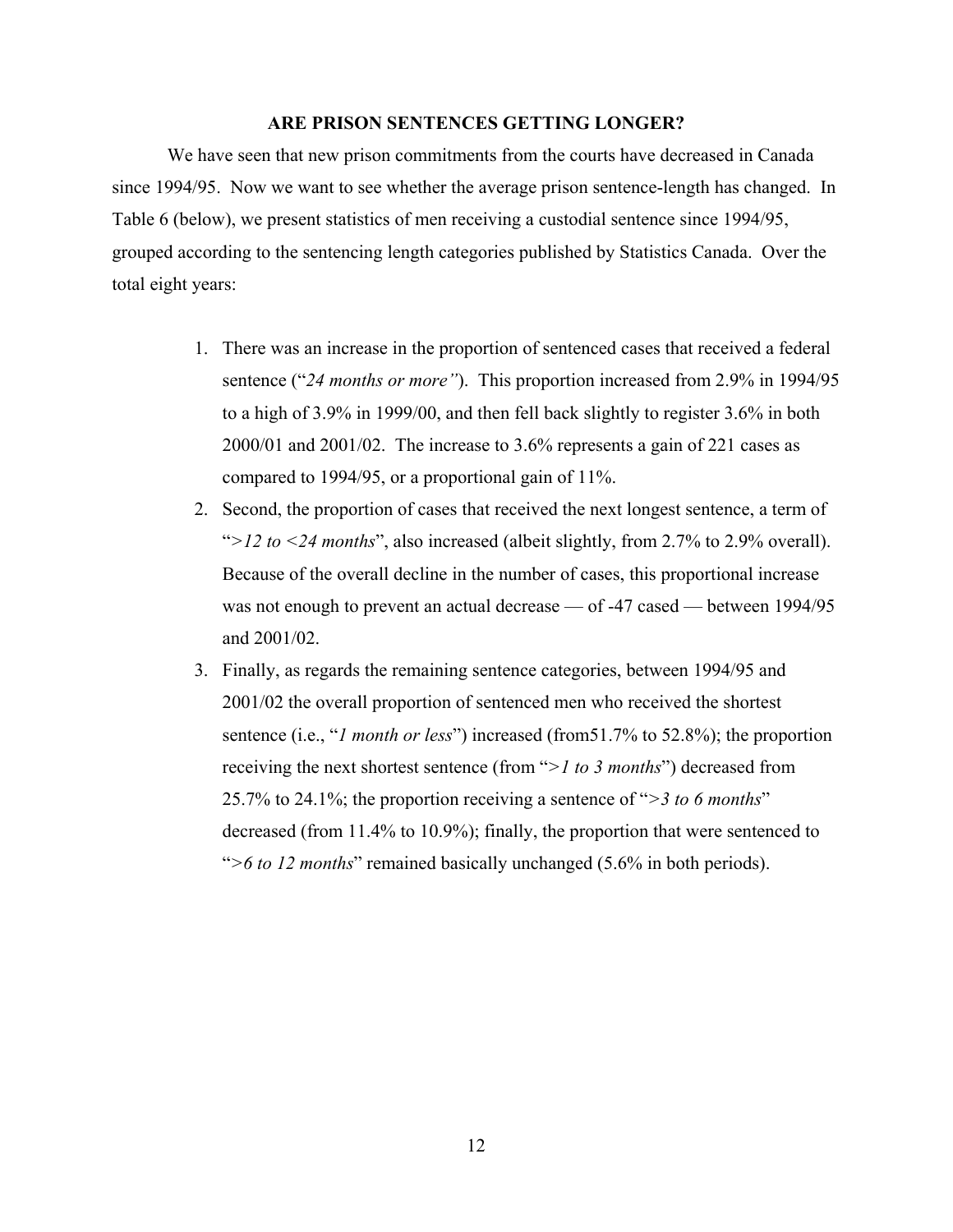## ARE PRISON SENTENCES GETTING LONGER?

We have seen that new prison commitments from the courts have decreased in Canada since 1994/95. Now we want to see whether the average prison sentence-length has changed. In Table 6 (below), we present statistics of men receiving a custodial sentence since 1994/95, grouped according to the sentencing length categories published by Statistics Canada. Over the total eight years:

1. There was an increase in the proportion of sentenced cases that received a federal sentence ("*24 months or more"*). This proportion increased from 2.9% in 1994/95 to a high of 3.9% in 1999/00, and then fell back slightly to register 3.6% in both 2000/01 and 2001/02. The increase to 3.6% represents a gain of 221 cases as compared to 1994/95, or a proportional gain of 11%.
2. Second, the proportion of cases that received the next longest sentence, a term of "*>12 to <24 months*", also increased (albeit slightly, from 2.7% to 2.9% overall). Because of the overall decline in the number of cases, this proportional increase was not enough to prevent an actual decrease — of -47 cased — between 1994/95 and 2001/02.
3. Finally, as regards the remaining sentence categories, between 1994/95 and 2001/02 the overall proportion of sentenced men who received the shortest sentence (i.e., "*1 month or less*") increased (from51.7% to 52.8%); the proportion receiving the next shortest sentence (from "*>1 to 3 months*") decreased from 25.7% to 24.1%; the proportion receiving a sentence of "*>3 to 6 months*" decreased (from 11.4% to 10.9%); finally, the proportion that were sentenced to "*>6 to 12 months*" remained basically unchanged (5.6% in both periods).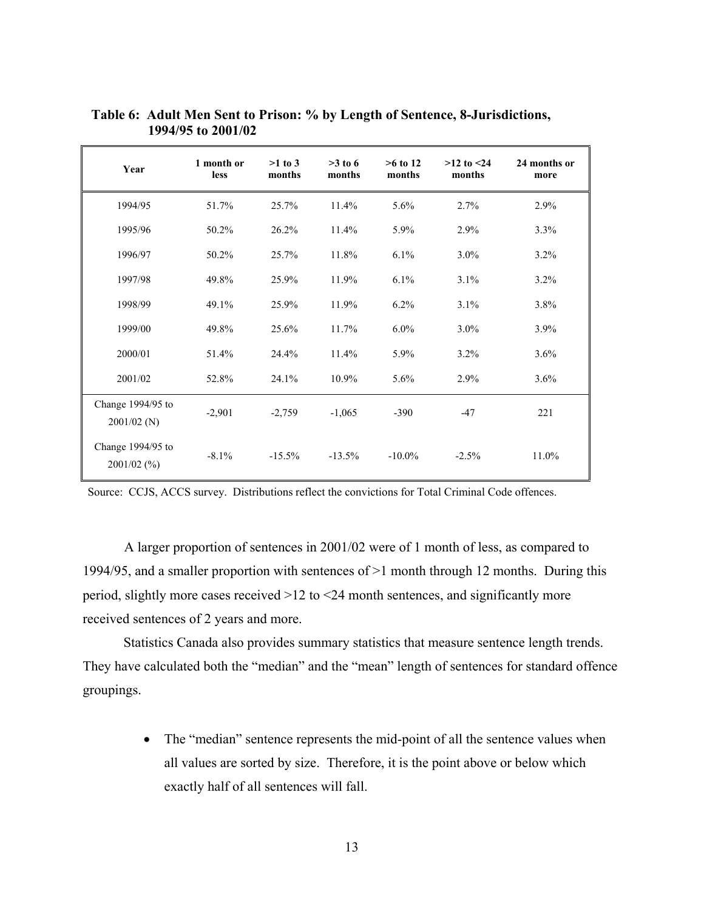**Table 6: Adult Men Sent to Prison: % by Length of Sentence, 8-Jurisdictions, 1994/95 to 2001/02**

| Year | 1 month or less | >1 to 3 months | >3 to 6 months | >6 to 12 months | >12 to <24 months | 24 months or more |
|---|---|---|---|---|---|---|
| 1994/95 | 51.7% | 25.7% | 11.4% | 5.6% | 2.7% | 2.9% |
| 1995/96 | 50.2% | 26.2% | 11.4% | 5.9% | 2.9% | 3.3% |
| 1996/97 | 50.2% | 25.7% | 11.8% | 6.1% | 3.0% | 3.2% |
| 1997/98 | 49.8% | 25.9% | 11.9% | 6.1% | 3.1% | 3.2% |
| 1998/99 | 49.1% | 25.9% | 11.9% | 6.2% | 3.1% | 3.8% |
| 1999/00 | 49.8% | 25.6% | 11.7% | 6.0% | 3.0% | 3.9% |
| 2000/01 | 51.4% | 24.4% | 11.4% | 5.9% | 3.2% | 3.6% |
| 2001/02 | 52.8% | 24.1% | 10.9% | 5.6% | 2.9% | 3.6% |
| Change 1994/95 to 2001/02 (N) | -2,901 | -2,759 | -1,065 | -390 | -47 | 221 |
| Change 1994/95 to 2001/02 (%) | -8.1% | -15.5% | -13.5% | -10.0% | -2.5% | 11.0% |

Source: CCJS, ACCS survey. Distributions reflect the convictions for Total Criminal Code offences.

A larger proportion of sentences in 2001/02 were of 1 month of less, as compared to 1994/95, and a smaller proportion with sentences of >1 month through 12 months. During this period, slightly more cases received >12 to <24 month sentences, and significantly more received sentences of 2 years and more.

Statistics Canada also provides summary statistics that measure sentence length trends. They have calculated both the "median" and the "mean" length of sentences for standard offence groupings.

- The "median" sentence represents the mid-point of all the sentence values when all values are sorted by size. Therefore, it is the point above or below which exactly half of all sentences will fall.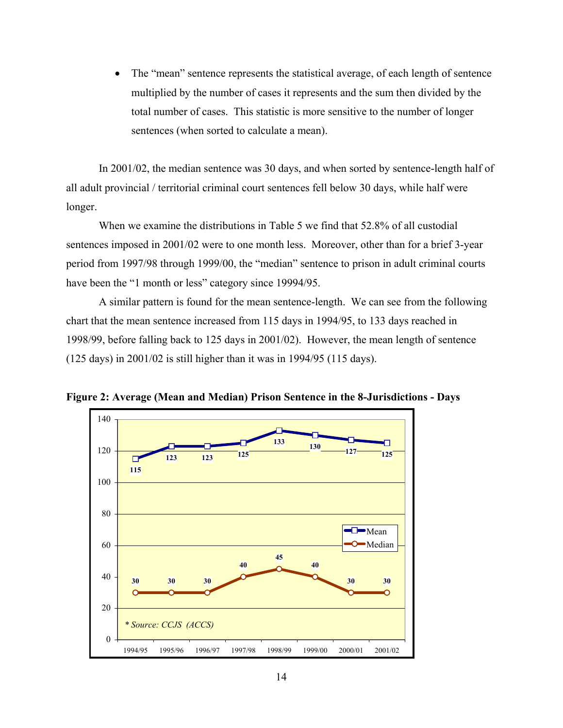- The "mean" sentence represents the statistical average, of each length of sentence multiplied by the number of cases it represents and the sum then divided by the total number of cases. This statistic is more sensitive to the number of longer sentences (when sorted to calculate a mean).

In 2001/02, the median sentence was 30 days, and when sorted by sentence-length half of all adult provincial / territorial criminal court sentences fell below 30 days, while half were longer.

When we examine the distributions in Table 5 we find that 52.8% of all custodial sentences imposed in 2001/02 were to one month less. Moreover, other than for a brief 3-year period from 1997/98 through 1999/00, the "median" sentence to prison in adult criminal courts have been the "1 month or less" category since 19994/95.

A similar pattern is found for the mean sentence-length. We can see from the following chart that the mean sentence increased from 115 days in 1994/95, to 133 days reached in 1998/99, before falling back to 125 days in 2001/02). However, the mean length of sentence (125 days) in 2001/02 is still higher than it was in 1994/95 (115 days).

**Figure 2: Average (Mean and Median) Prison Sentence in the 8-Jurisdictions - Days**

| | 1994/95 | 1995/96 | 1996/97 | 1997/98 | 1998/99 | 1999/00 | 2000/01 | 2001/02 |
|---|---|---|---|---|---|---|---|---|
| Mean | 115 | 123 | 123 | 125 | 133 | 130 | 127 | 125 |
| Median | 30 | 30 | 30 | 40 | 45 | 40 | 30 | 30 |

*\* Source: CCJS (ACCS)*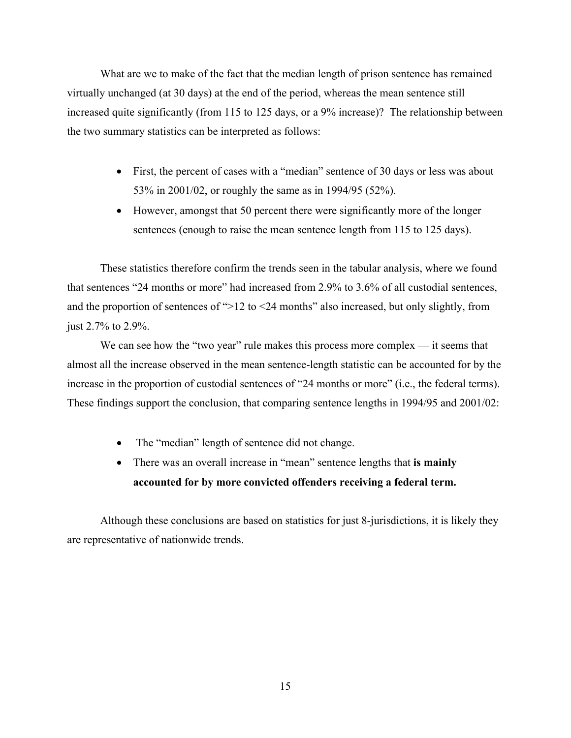What are we to make of the fact that the median length of prison sentence has remained virtually unchanged (at 30 days) at the end of the period, whereas the mean sentence still increased quite significantly (from 115 to 125 days, or a 9% increase)? The relationship between the two summary statistics can be interpreted as follows:

- First, the percent of cases with a "median" sentence of 30 days or less was about 53% in 2001/02, or roughly the same as in 1994/95 (52%).
- However, amongst that 50 percent there were significantly more of the longer sentences (enough to raise the mean sentence length from 115 to 125 days).

These statistics therefore confirm the trends seen in the tabular analysis, where we found that sentences "24 months or more" had increased from 2.9% to 3.6% of all custodial sentences, and the proportion of sentences of ">12 to <24 months" also increased, but only slightly, from just 2.7% to 2.9%.

We can see how the "two year" rule makes this process more complex — it seems that almost all the increase observed in the mean sentence-length statistic can be accounted for by the increase in the proportion of custodial sentences of "24 months or more" (i.e., the federal terms). These findings support the conclusion, that comparing sentence lengths in 1994/95 and 2001/02:

- The "median" length of sentence did not change.
- There was an overall increase in "mean" sentence lengths that **is mainly accounted for by more convicted offenders receiving a federal term.**

Although these conclusions are based on statistics for just 8-jurisdictions, it is likely they are representative of nationwide trends.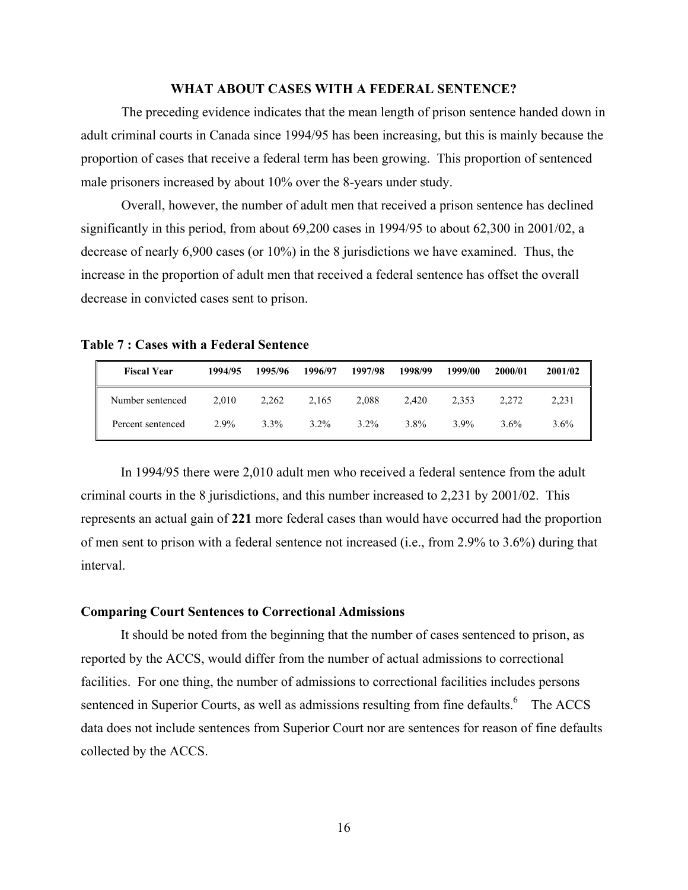## WHAT ABOUT CASES WITH A FEDERAL SENTENCE?

The preceding evidence indicates that the mean length of prison sentence handed down in adult criminal courts in Canada since 1994/95 has been increasing, but this is mainly because the proportion of cases that receive a federal term has been growing. This proportion of sentenced male prisoners increased by about 10% over the 8-years under study.

Overall, however, the number of adult men that received a prison sentence has declined significantly in this period, from about 69,200 cases in 1994/95 to about 62,300 in 2001/02, a decrease of nearly 6,900 cases (or 10%) in the 8 jurisdictions we have examined. Thus, the increase in the proportion of adult men that received a federal sentence has offset the overall decrease in convicted cases sent to prison.

**Table 7 : Cases with a Federal Sentence**

| Fiscal Year | 1994/95 | 1995/96 | 1996/97 | 1997/98 | 1998/99 | 1999/00 | 2000/01 | 2001/02 |
|---|---|---|---|---|---|---|---|---|
| Number sentenced | 2,010 | 2,262 | 2,165 | 2,088 | 2,420 | 2,353 | 2,272 | 2,231 |
| Percent sentenced | 2.9% | 3.3% | 3.2% | 3.2% | 3.8% | 3.9% | 3.6% | 3.6% |

In 1994/95 there were 2,010 adult men who received a federal sentence from the adult criminal courts in the 8 jurisdictions, and this number increased to 2,231 by 2001/02. This represents an actual gain of **221** more federal cases than would have occurred had the proportion of men sent to prison with a federal sentence not increased (i.e., from 2.9% to 3.6%) during that interval.

### Comparing Court Sentences to Correctional Admissions

It should be noted from the beginning that the number of cases sentenced to prison, as reported by the ACCS, would differ from the number of actual admissions to correctional facilities. For one thing, the number of admissions to correctional facilities includes persons sentenced in Superior Courts, as well as admissions resulting from fine defaults.[6] The ACCS data does not include sentences from Superior Court nor are sentences for reason of fine defaults collected by the ACCS.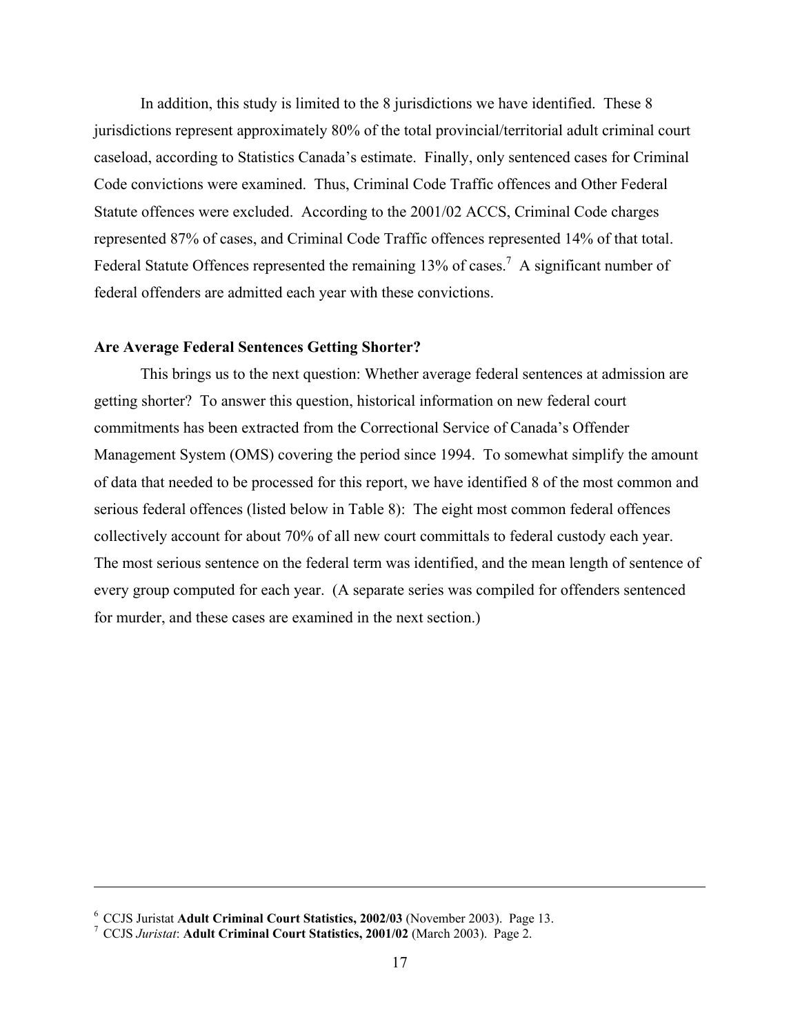In addition, this study is limited to the 8 jurisdictions we have identified. These 8 jurisdictions represent approximately 80% of the total provincial/territorial adult criminal court caseload, according to Statistics Canada's estimate. Finally, only sentenced cases for Criminal Code convictions were examined. Thus, Criminal Code Traffic offences and Other Federal Statute offences were excluded. According to the 2001/02 ACCS, Criminal Code charges represented 87% of cases, and Criminal Code Traffic offences represented 14% of that total. Federal Statute Offences represented the remaining 13% of cases.[7] A significant number of federal offenders are admitted each year with these convictions.

**Are Average Federal Sentences Getting Shorter?**

This brings us to the next question: Whether average federal sentences at admission are getting shorter? To answer this question, historical information on new federal court commitments has been extracted from the Correctional Service of Canada's Offender Management System (OMS) covering the period since 1994. To somewhat simplify the amount of data that needed to be processed for this report, we have identified 8 of the most common and serious federal offences (listed below in Table 8): The eight most common federal offences collectively account for about 70% of all new court committals to federal custody each year. The most serious sentence on the federal term was identified, and the mean length of sentence of every group computed for each year. (A separate series was compiled for offenders sentenced for murder, and these cases are examined in the next section.)

---

[6] CCJS Juristat **Adult Criminal Court Statistics, 2002/03** (November 2003). Page 13.

[7] CCJS *Juristat*: **Adult Criminal Court Statistics, 2001/02** (March 2003). Page 2.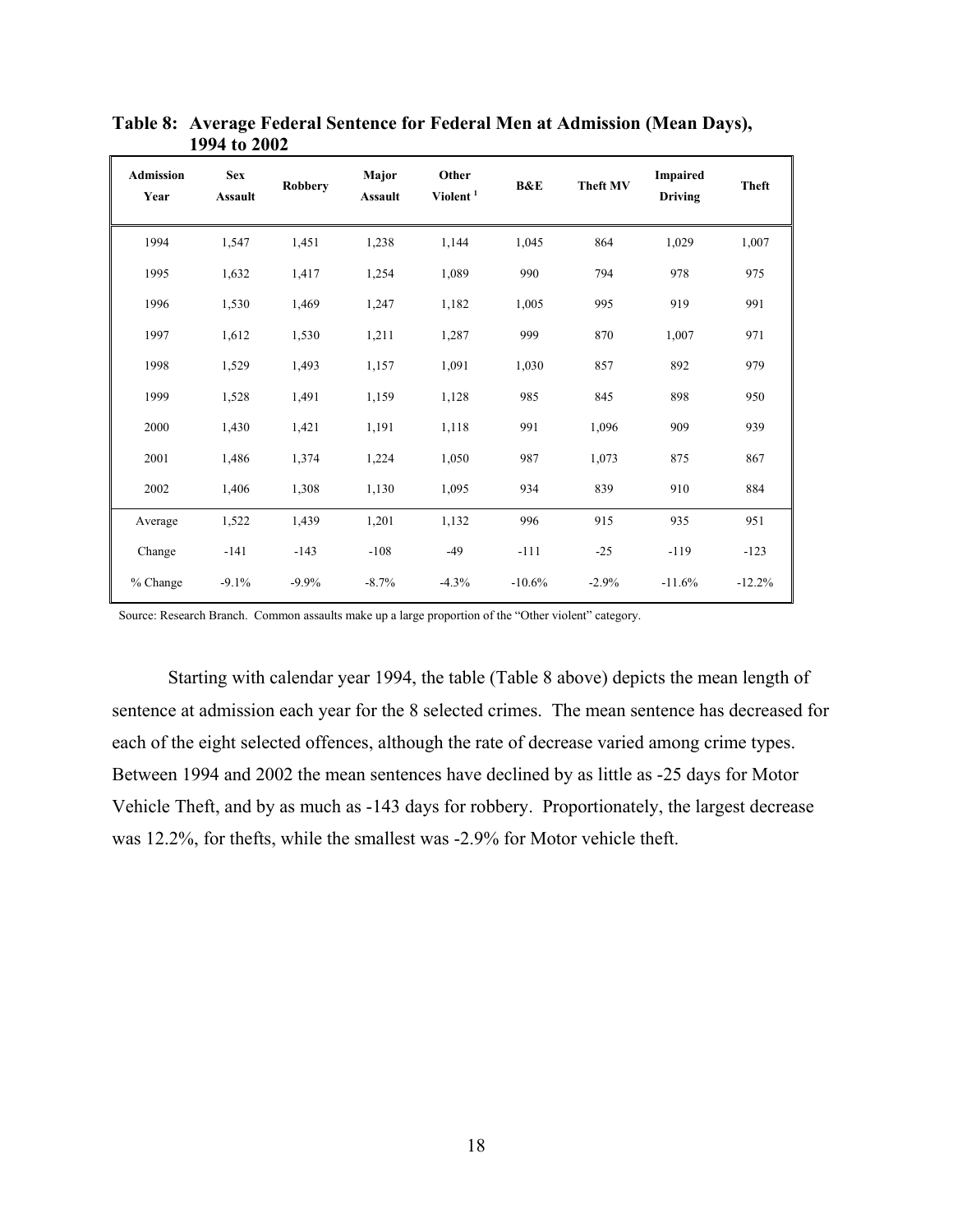**Table 8: Average Federal Sentence for Federal Men at Admission (Mean Days), 1994 to 2002**

| Admission Year | Sex Assault | Robbery | Major Assault | Other Violent [1] | B&E | Theft MV | Impaired Driving | Theft |
|---|---|---|---|---|---|---|---|---|
| 1994 | 1,547 | 1,451 | 1,238 | 1,144 | 1,045 | 864 | 1,029 | 1,007 |
| 1995 | 1,632 | 1,417 | 1,254 | 1,089 | 990 | 794 | 978 | 975 |
| 1996 | 1,530 | 1,469 | 1,247 | 1,182 | 1,005 | 995 | 919 | 991 |
| 1997 | 1,612 | 1,530 | 1,211 | 1,287 | 999 | 870 | 1,007 | 971 |
| 1998 | 1,529 | 1,493 | 1,157 | 1,091 | 1,030 | 857 | 892 | 979 |
| 1999 | 1,528 | 1,491 | 1,159 | 1,128 | 985 | 845 | 898 | 950 |
| 2000 | 1,430 | 1,421 | 1,191 | 1,118 | 991 | 1,096 | 909 | 939 |
| 2001 | 1,486 | 1,374 | 1,224 | 1,050 | 987 | 1,073 | 875 | 867 |
| 2002 | 1,406 | 1,308 | 1,130 | 1,095 | 934 | 839 | 910 | 884 |
| Average | 1,522 | 1,439 | 1,201 | 1,132 | 996 | 915 | 935 | 951 |
| Change | -141 | -143 | -108 | -49 | -111 | -25 | -119 | -123 |
| % Change | -9.1% | -9.9% | -8.7% | -4.3% | -10.6% | -2.9% | -11.6% | -12.2% |

Source: Research Branch. Common assaults make up a large proportion of the "Other violent" category.

Starting with calendar year 1994, the table (Table 8 above) depicts the mean length of sentence at admission each year for the 8 selected crimes. The mean sentence has decreased for each of the eight selected offences, although the rate of decrease varied among crime types. Between 1994 and 2002 the mean sentences have declined by as little as -25 days for Motor Vehicle Theft, and by as much as -143 days for robbery. Proportionately, the largest decrease was 12.2%, for thefts, while the smallest was -2.9% for Motor vehicle theft.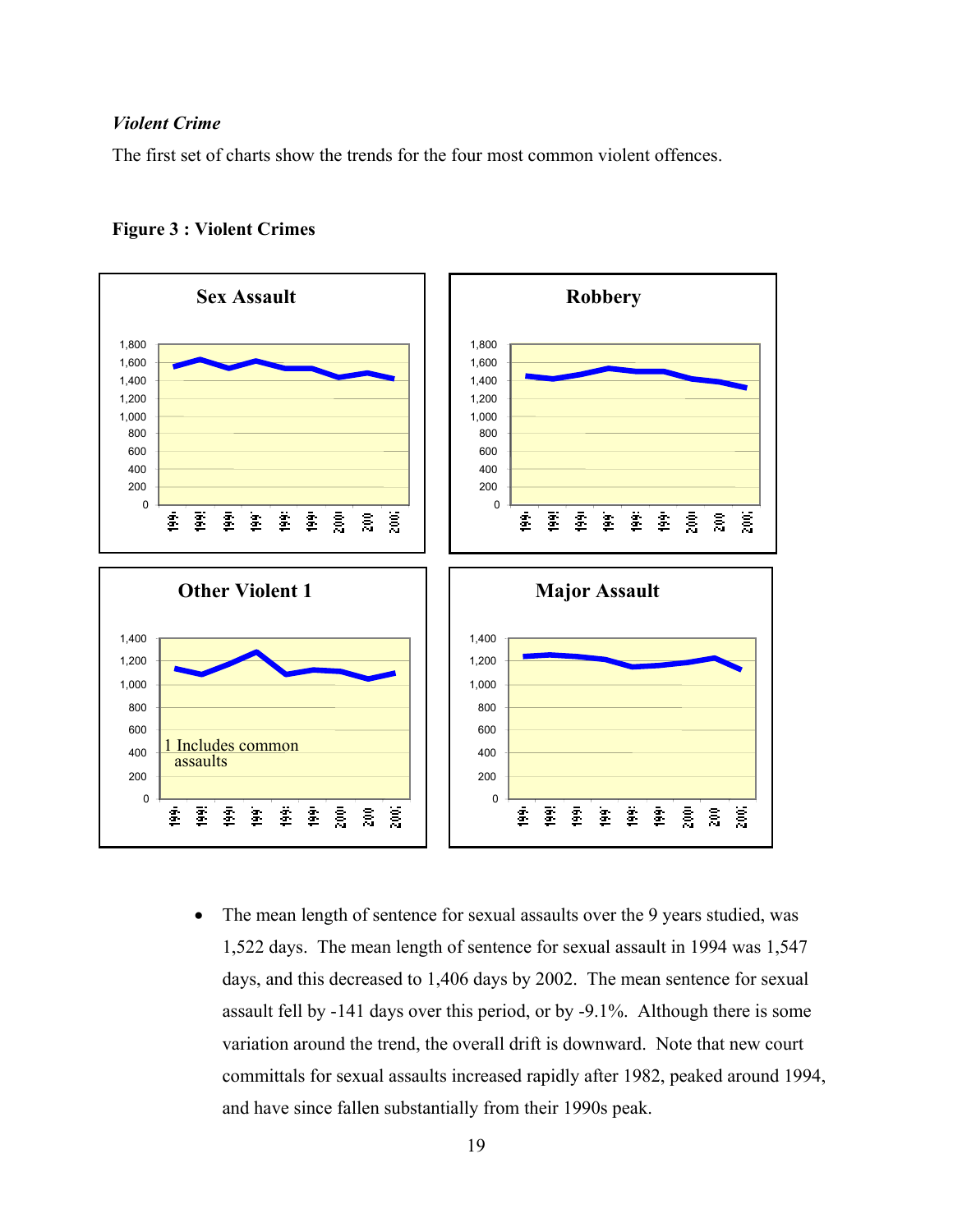*Violent Crime*

The first set of charts show the trends for the four most common violent offences.

**Figure 3 : Violent Crimes**

Sex Assault

Robbery

Other Violent 1

1 Includes common assaults

Major Assault

- The mean length of sentence for sexual assaults over the 9 years studied, was 1,522 days. The mean length of sentence for sexual assault in 1994 was 1,547 days, and this decreased to 1,406 days by 2002. The mean sentence for sexual assault fell by -141 days over this period, or by -9.1%. Although there is some variation around the trend, the overall drift is downward. Note that new court committals for sexual assaults increased rapidly after 1982, peaked around 1994, and have since fallen substantially from their 1990s peak.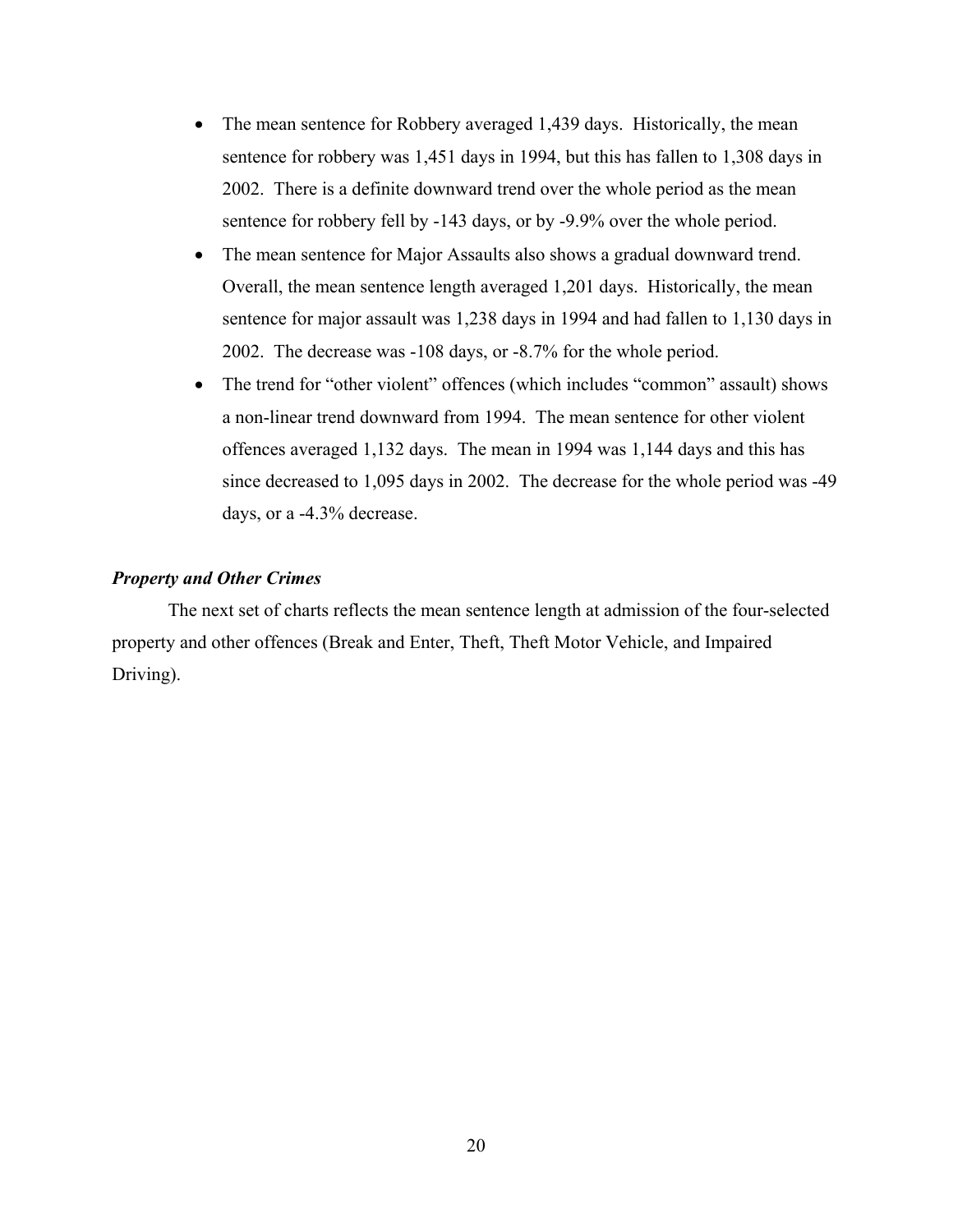- The mean sentence for Robbery averaged 1,439 days. Historically, the mean sentence for robbery was 1,451 days in 1994, but this has fallen to 1,308 days in 2002. There is a definite downward trend over the whole period as the mean sentence for robbery fell by -143 days, or by -9.9% over the whole period.
- The mean sentence for Major Assaults also shows a gradual downward trend. Overall, the mean sentence length averaged 1,201 days. Historically, the mean sentence for major assault was 1,238 days in 1994 and had fallen to 1,130 days in 2002. The decrease was -108 days, or -8.7% for the whole period.
- The trend for "other violent" offences (which includes "common" assault) shows a non-linear trend downward from 1994. The mean sentence for other violent offences averaged 1,132 days. The mean in 1994 was 1,144 days and this has since decreased to 1,095 days in 2002. The decrease for the whole period was -49 days, or a -4.3% decrease.

***Property and Other Crimes***

The next set of charts reflects the mean sentence length at admission of the four-selected property and other offences (Break and Enter, Theft, Theft Motor Vehicle, and Impaired Driving).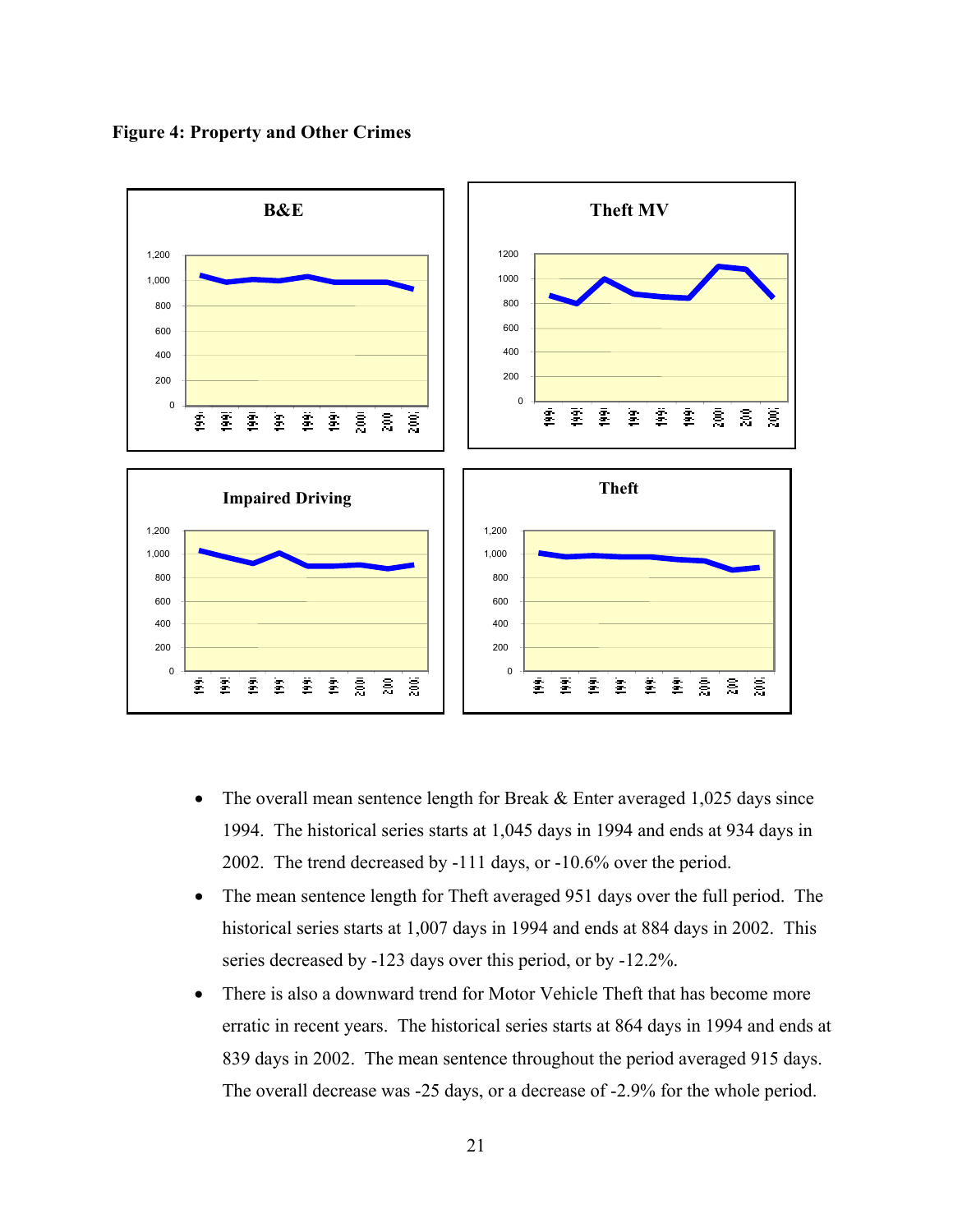**Figure 4: Property and Other Crimes**

- The overall mean sentence length for Break & Enter averaged 1,025 days since 1994. The historical series starts at 1,045 days in 1994 and ends at 934 days in 2002. The trend decreased by -111 days, or -10.6% over the period.
- The mean sentence length for Theft averaged 951 days over the full period. The historical series starts at 1,007 days in 1994 and ends at 884 days in 2002. This series decreased by -123 days over this period, or by -12.2%.
- There is also a downward trend for Motor Vehicle Theft that has become more erratic in recent years. The historical series starts at 864 days in 1994 and ends at 839 days in 2002. The mean sentence throughout the period averaged 915 days. The overall decrease was -25 days, or a decrease of -2.9% for the whole period.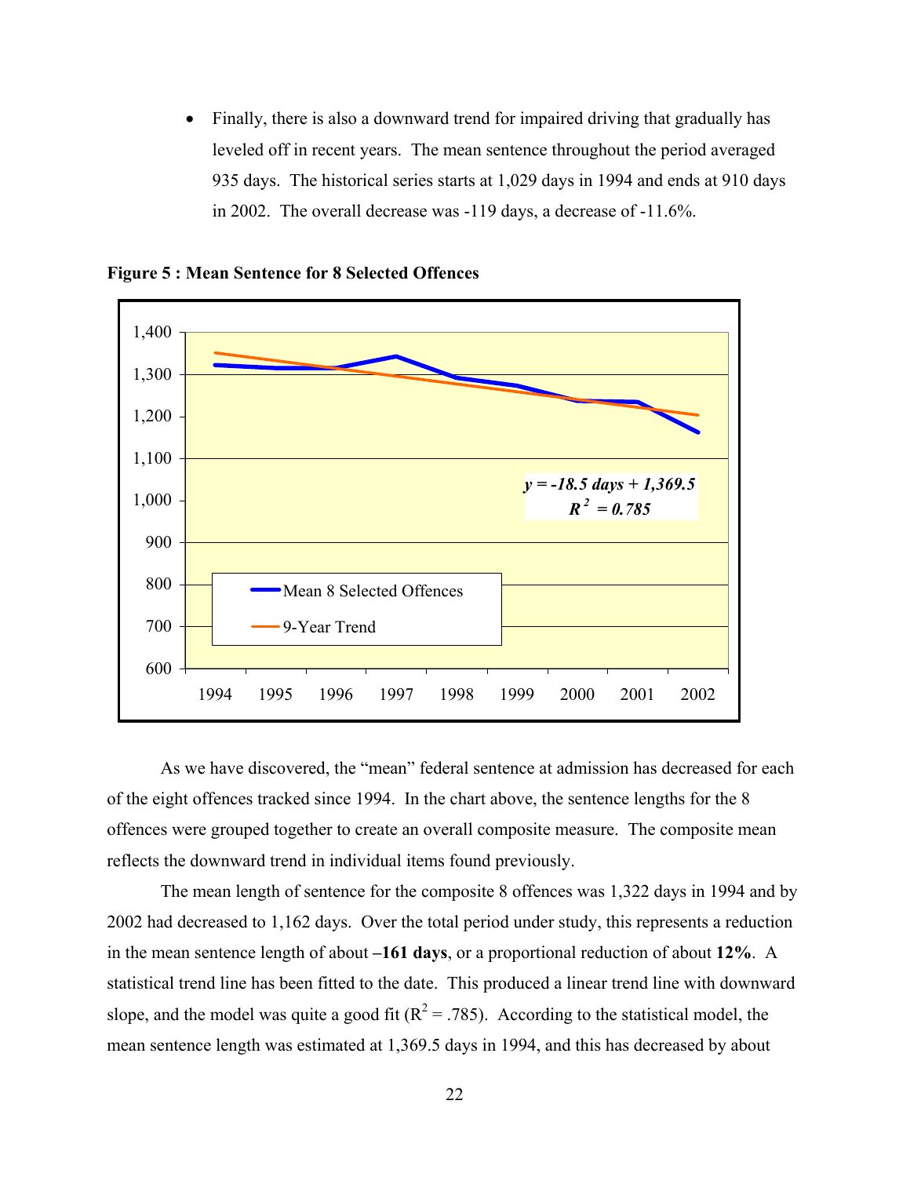- Finally, there is also a downward trend for impaired driving that gradually has leveled off in recent years. The mean sentence throughout the period averaged 935 days. The historical series starts at 1,029 days in 1994 and ends at 910 days in 2002. The overall decrease was -119 days, a decrease of -11.6%.

**Figure 5 : Mean Sentence for 8 Selected Offences**

As we have discovered, the "mean" federal sentence at admission has decreased for each of the eight offences tracked since 1994. In the chart above, the sentence lengths for the 8 offences were grouped together to create an overall composite measure. The composite mean reflects the downward trend in individual items found previously.

The mean length of sentence for the composite 8 offences was 1,322 days in 1994 and by 2002 had decreased to 1,162 days. Over the total period under study, this represents a reduction in the mean sentence length of about **–161 days**, or a proportional reduction of about **12%**. A statistical trend line has been fitted to the date. This produced a linear trend line with downward slope, and the model was quite a good fit ($R^2 = .785$). According to the statistical model, the mean sentence length was estimated at 1,369.5 days in 1994, and this has decreased by about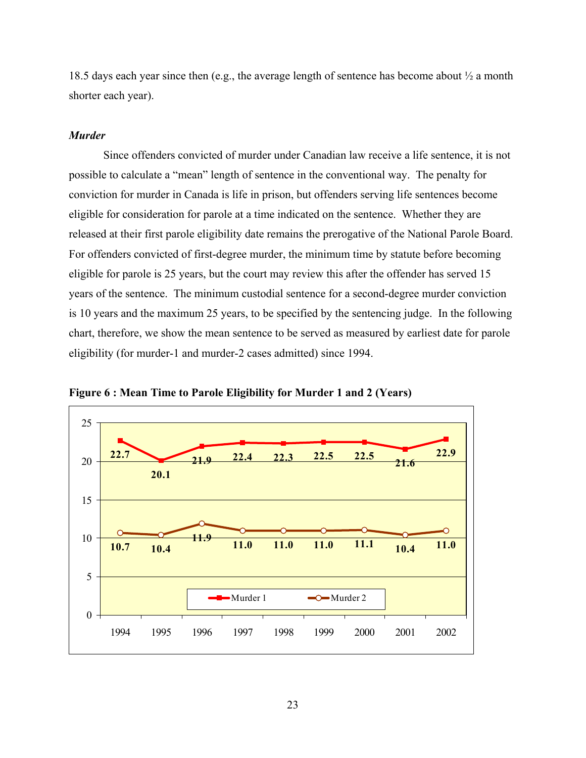18.5 days each year since then (e.g., the average length of sentence has become about ½ a month shorter each year).

***Murder***

Since offenders convicted of murder under Canadian law receive a life sentence, it is not possible to calculate a "mean" length of sentence in the conventional way. The penalty for conviction for murder in Canada is life in prison, but offenders serving life sentences become eligible for consideration for parole at a time indicated on the sentence. Whether they are released at their first parole eligibility date remains the prerogative of the National Parole Board. For offenders convicted of first-degree murder, the minimum time by statute before becoming eligible for parole is 25 years, but the court may review this after the offender has served 15 years of the sentence. The minimum custodial sentence for a second-degree murder conviction is 10 years and the maximum 25 years, to be specified by the sentencing judge. In the following chart, therefore, we show the mean sentence to be served as measured by earliest date for parole eligibility (for murder-1 and murder-2 cases admitted) since 1994.

**Figure 6 : Mean Time to Parole Eligibility for Murder 1 and 2 (Years)**

| Year | Murder 1 | Murder 2 |
|---|---|---|
| 1994 | 22.7 | 10.7 |
| 1995 | 20.1 | 10.4 |
| 1996 | 21.9 | 11.9 |
| 1997 | 22.4 | 11.0 |
| 1998 | 22.3 | 11.0 |
| 1999 | 22.5 | 11.0 |
| 2000 | 22.5 | 11.1 |
| 2001 | 21.6 | 10.4 |
| 2002 | 22.9 | 11.0 |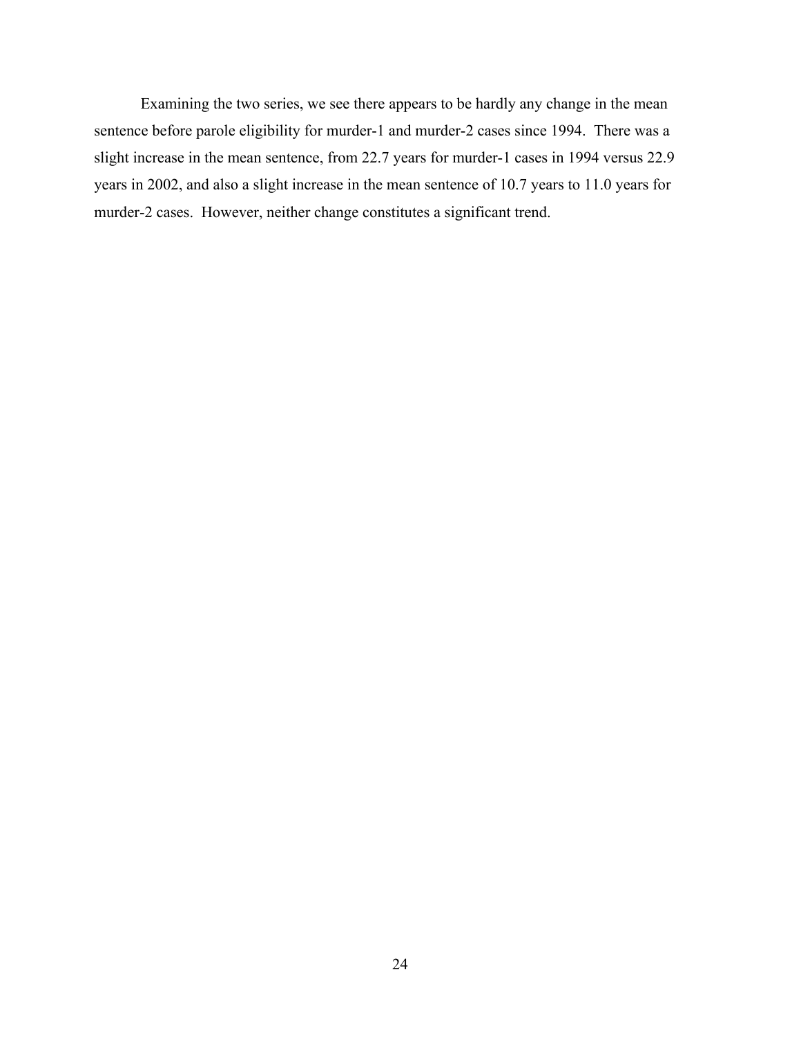Examining the two series, we see there appears to be hardly any change in the mean sentence before parole eligibility for murder-1 and murder-2 cases since 1994. There was a slight increase in the mean sentence, from 22.7 years for murder-1 cases in 1994 versus 22.9 years in 2002, and also a slight increase in the mean sentence of 10.7 years to 11.0 years for murder-2 cases. However, neither change constitutes a significant trend.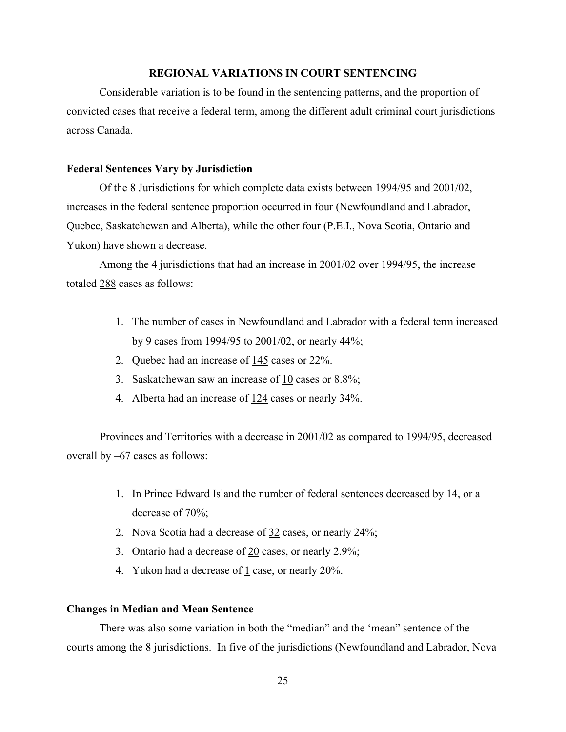## REGIONAL VARIATIONS IN COURT SENTENCING

Considerable variation is to be found in the sentencing patterns, and the proportion of convicted cases that receive a federal term, among the different adult criminal court jurisdictions across Canada.

### Federal Sentences Vary by Jurisdiction

Of the 8 Jurisdictions for which complete data exists between 1994/95 and 2001/02, increases in the federal sentence proportion occurred in four (Newfoundland and Labrador, Quebec, Saskatchewan and Alberta), while the other four (P.E.I., Nova Scotia, Ontario and Yukon) have shown a decrease.

Among the 4 jurisdictions that had an increase in 2001/02 over 1994/95, the increase totaled <u>288</u> cases as follows:

1. The number of cases in Newfoundland and Labrador with a federal term increased by <u>9</u> cases from 1994/95 to 2001/02, or nearly 44%;
2. Quebec had an increase of <u>145</u> cases or 22%.
3. Saskatchewan saw an increase of <u>10</u> cases or 8.8%;
4. Alberta had an increase of <u>124</u> cases or nearly 34%.

Provinces and Territories with a decrease in 2001/02 as compared to 1994/95, decreased overall by –67 cases as follows:

1. In Prince Edward Island the number of federal sentences decreased by <u>14</u>, or a decrease of 70%;
2. Nova Scotia had a decrease of <u>32</u> cases, or nearly 24%;
3. Ontario had a decrease of <u>20</u> cases, or nearly 2.9%;
4. Yukon had a decrease of <u>1</u> case, or nearly 20%.

### Changes in Median and Mean Sentence

There was also some variation in both the "median" and the 'mean" sentence of the courts among the 8 jurisdictions. In five of the jurisdictions (Newfoundland and Labrador, Nova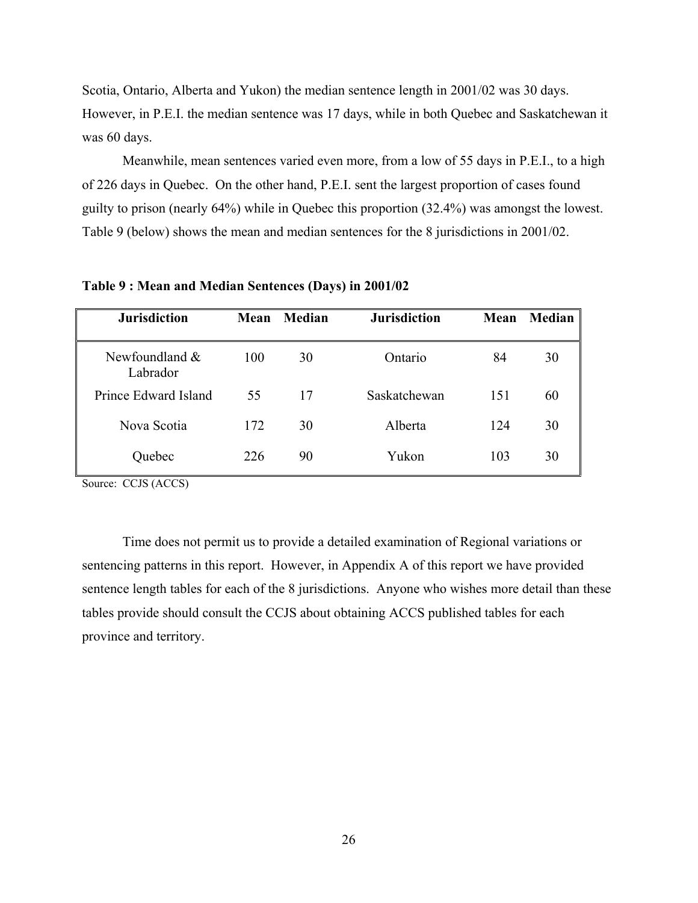Scotia, Ontario, Alberta and Yukon) the median sentence length in 2001/02 was 30 days. However, in P.E.I. the median sentence was 17 days, while in both Quebec and Saskatchewan it was 60 days.

Meanwhile, mean sentences varied even more, from a low of 55 days in P.E.I., to a high of 226 days in Quebec. On the other hand, P.E.I. sent the largest proportion of cases found guilty to prison (nearly 64%) while in Quebec this proportion (32.4%) was amongst the lowest. Table 9 (below) shows the mean and median sentences for the 8 jurisdictions in 2001/02.

**Table 9 : Mean and Median Sentences (Days) in 2001/02**

| Jurisdiction | Mean | Median | Jurisdiction | Mean | Median |
|---|---|---|---|---|---|
| Newfoundland & Labrador | 100 | 30 | Ontario | 84 | 30 |
| Prince Edward Island | 55 | 17 | Saskatchewan | 151 | 60 |
| Nova Scotia | 172 | 30 | Alberta | 124 | 30 |
| Quebec | 226 | 90 | Yukon | 103 | 30 |

Source: CCJS (ACCS)

Time does not permit us to provide a detailed examination of Regional variations or sentencing patterns in this report. However, in Appendix A of this report we have provided sentence length tables for each of the 8 jurisdictions. Anyone who wishes more detail than these tables provide should consult the CCJS about obtaining ACCS published tables for each province and territory.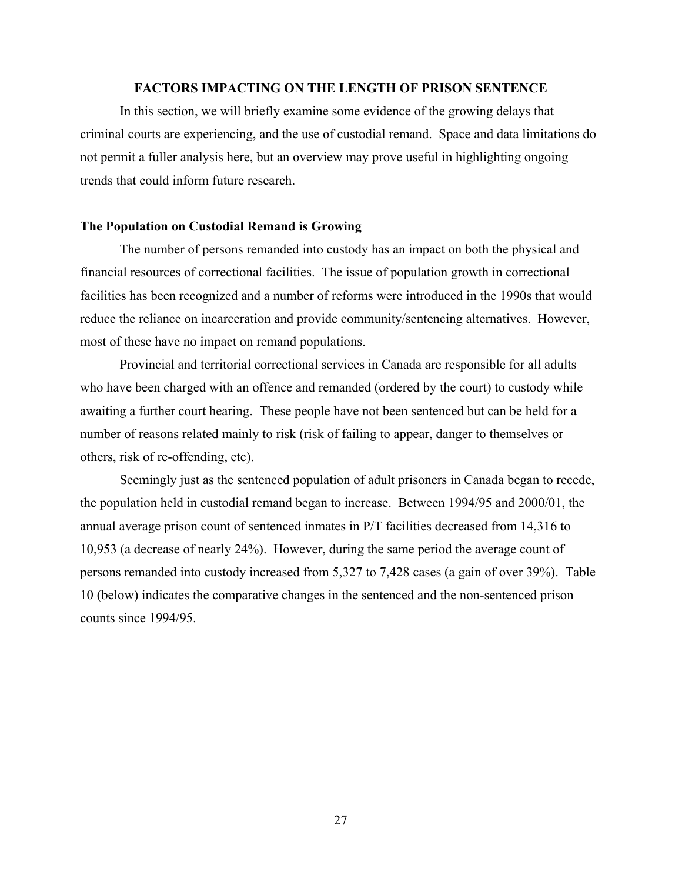## FACTORS IMPACTING ON THE LENGTH OF PRISON SENTENCE

In this section, we will briefly examine some evidence of the growing delays that criminal courts are experiencing, and the use of custodial remand. Space and data limitations do not permit a fuller analysis here, but an overview may prove useful in highlighting ongoing trends that could inform future research.

### The Population on Custodial Remand is Growing

The number of persons remanded into custody has an impact on both the physical and financial resources of correctional facilities. The issue of population growth in correctional facilities has been recognized and a number of reforms were introduced in the 1990s that would reduce the reliance on incarceration and provide community/sentencing alternatives. However, most of these have no impact on remand populations.

Provincial and territorial correctional services in Canada are responsible for all adults who have been charged with an offence and remanded (ordered by the court) to custody while awaiting a further court hearing. These people have not been sentenced but can be held for a number of reasons related mainly to risk (risk of failing to appear, danger to themselves or others, risk of re-offending, etc).

Seemingly just as the sentenced population of adult prisoners in Canada began to recede, the population held in custodial remand began to increase. Between 1994/95 and 2000/01, the annual average prison count of sentenced inmates in P/T facilities decreased from 14,316 to 10,953 (a decrease of nearly 24%). However, during the same period the average count of persons remanded into custody increased from 5,327 to 7,428 cases (a gain of over 39%). Table 10 (below) indicates the comparative changes in the sentenced and the non-sentenced prison counts since 1994/95.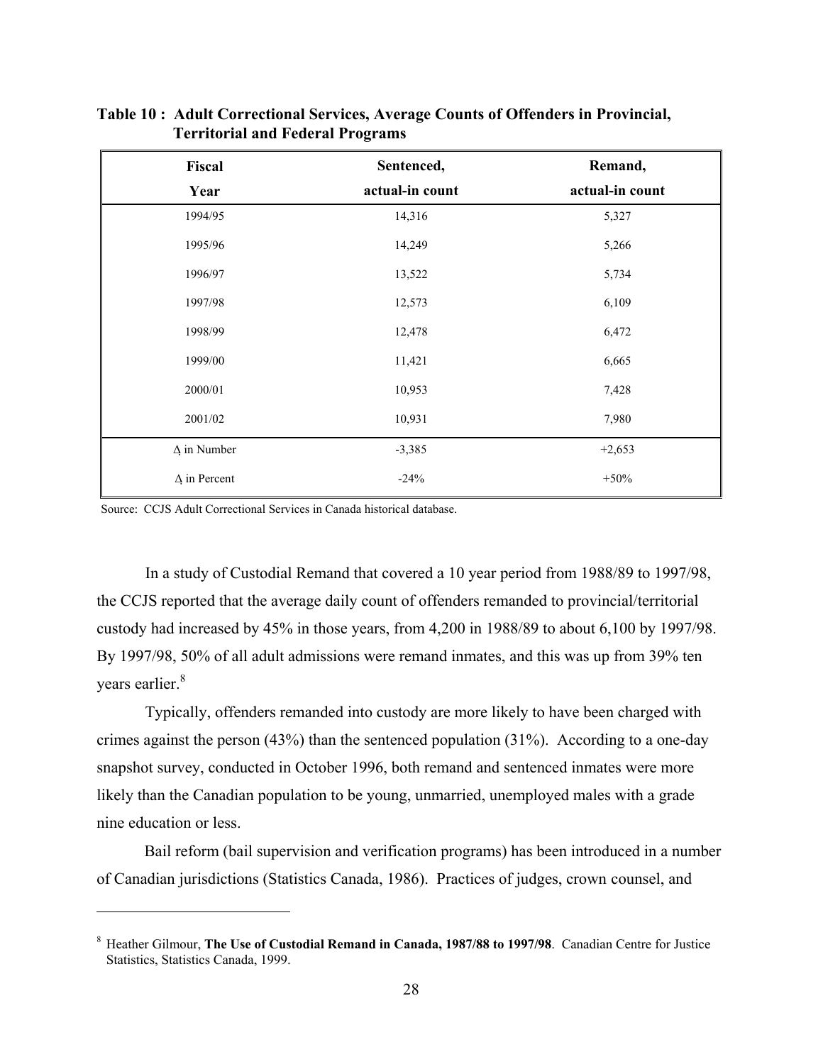**Table 10 : Adult Correctional Services, Average Counts of Offenders in Provincial, Territorial and Federal Programs**

| Fiscal Year | Sentenced, actual-in count | Remand, actual-in count |
|---|---|---|
| 1994/95 | 14,316 | 5,327 |
| 1995/96 | 14,249 | 5,266 |
| 1996/97 | 13,522 | 5,734 |
| 1997/98 | 12,573 | 6,109 |
| 1998/99 | 12,478 | 6,472 |
| 1999/00 | 11,421 | 6,665 |
| 2000/01 | 10,953 | 7,428 |
| 2001/02 | 10,931 | 7,980 |
| Δ in Number | -3,385 | +2,653 |
| Δ in Percent | -24% | +50% |

Source: CCJS Adult Correctional Services in Canada historical database.

In a study of Custodial Remand that covered a 10 year period from 1988/89 to 1997/98, the CCJS reported that the average daily count of offenders remanded to provincial/territorial custody had increased by 45% in those years, from 4,200 in 1988/89 to about 6,100 by 1997/98. By 1997/98, 50% of all adult admissions were remand inmates, and this was up from 39% ten years earlier.[8]

Typically, offenders remanded into custody are more likely to have been charged with crimes against the person (43%) than the sentenced population (31%). According to a one-day snapshot survey, conducted in October 1996, both remand and sentenced inmates were more likely than the Canadian population to be young, unmarried, unemployed males with a grade nine education or less.

Bail reform (bail supervision and verification programs) has been introduced in a number of Canadian jurisdictions (Statistics Canada, 1986). Practices of judges, crown counsel, and

[8] Heather Gilmour, **The Use of Custodial Remand in Canada, 1987/88 to 1997/98**. Canadian Centre for Justice Statistics, Statistics Canada, 1999.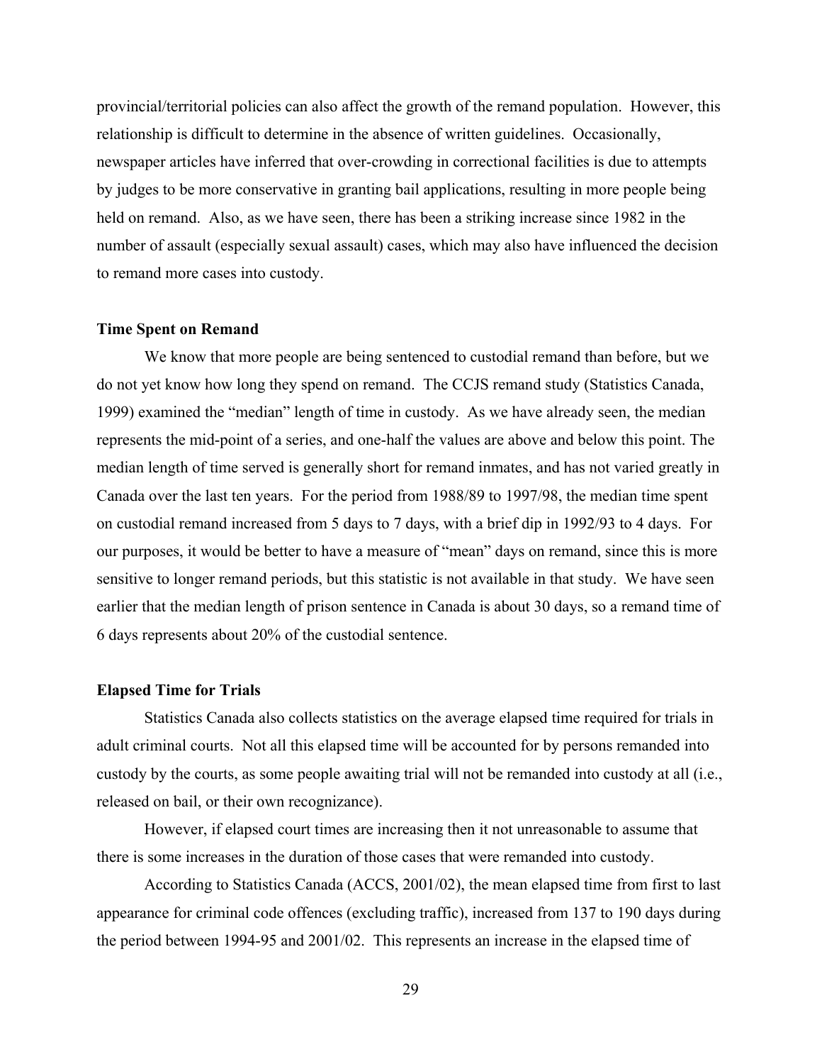provincial/territorial policies can also affect the growth of the remand population. However, this relationship is difficult to determine in the absence of written guidelines. Occasionally, newspaper articles have inferred that over-crowding in correctional facilities is due to attempts by judges to be more conservative in granting bail applications, resulting in more people being held on remand. Also, as we have seen, there has been a striking increase since 1982 in the number of assault (especially sexual assault) cases, which may also have influenced the decision to remand more cases into custody.

### Time Spent on Remand

We know that more people are being sentenced to custodial remand than before, but we do not yet know how long they spend on remand. The CCJS remand study (Statistics Canada, 1999) examined the "median" length of time in custody. As we have already seen, the median represents the mid-point of a series, and one-half the values are above and below this point. The median length of time served is generally short for remand inmates, and has not varied greatly in Canada over the last ten years. For the period from 1988/89 to 1997/98, the median time spent on custodial remand increased from 5 days to 7 days, with a brief dip in 1992/93 to 4 days. For our purposes, it would be better to have a measure of "mean" days on remand, since this is more sensitive to longer remand periods, but this statistic is not available in that study. We have seen earlier that the median length of prison sentence in Canada is about 30 days, so a remand time of 6 days represents about 20% of the custodial sentence.

### Elapsed Time for Trials

Statistics Canada also collects statistics on the average elapsed time required for trials in adult criminal courts. Not all this elapsed time will be accounted for by persons remanded into custody by the courts, as some people awaiting trial will not be remanded into custody at all (i.e., released on bail, or their own recognizance).

However, if elapsed court times are increasing then it not unreasonable to assume that there is some increases in the duration of those cases that were remanded into custody.

According to Statistics Canada (ACCS, 2001/02), the mean elapsed time from first to last appearance for criminal code offences (excluding traffic), increased from 137 to 190 days during the period between 1994-95 and 2001/02. This represents an increase in the elapsed time of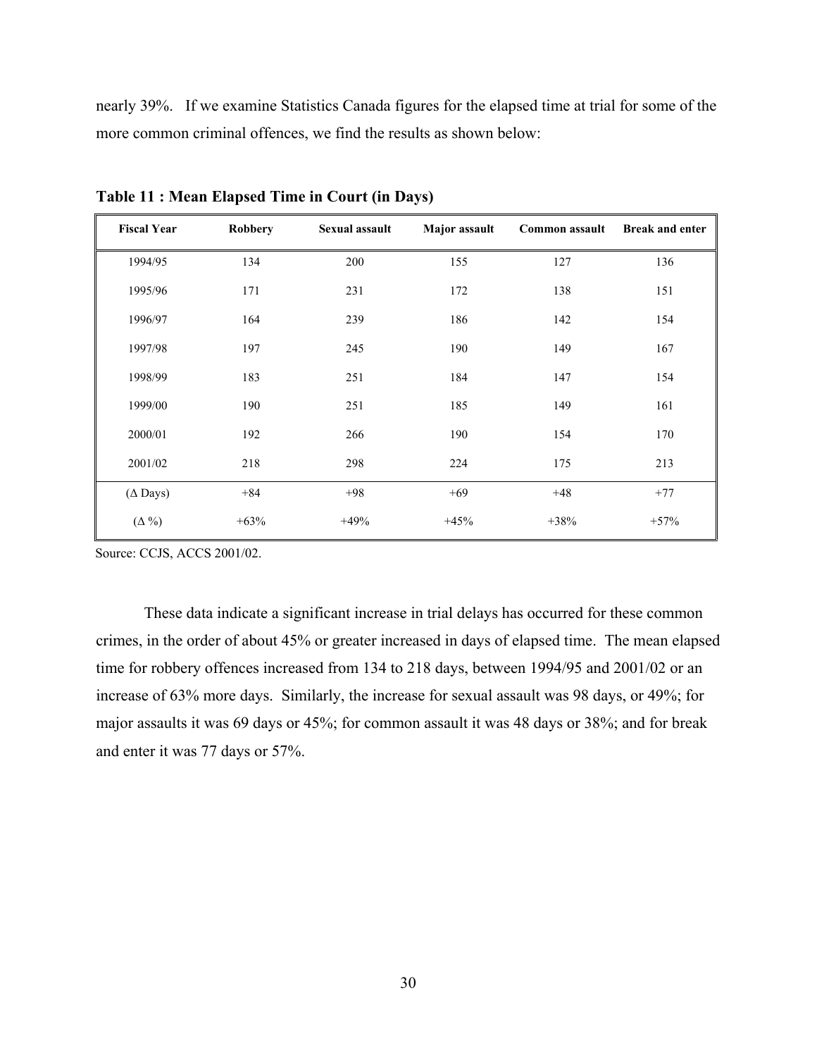nearly 39%. If we examine Statistics Canada figures for the elapsed time at trial for some of the more common criminal offences, we find the results as shown below:

**Table 11 : Mean Elapsed Time in Court (in Days)**

| Fiscal Year | Robbery | Sexual assault | Major assault | Common assault | Break and enter |
|---|---|---|---|---|---|
| 1994/95 | 134 | 200 | 155 | 127 | 136 |
| 1995/96 | 171 | 231 | 172 | 138 | 151 |
| 1996/97 | 164 | 239 | 186 | 142 | 154 |
| 1997/98 | 197 | 245 | 190 | 149 | 167 |
| 1998/99 | 183 | 251 | 184 | 147 | 154 |
| 1999/00 | 190 | 251 | 185 | 149 | 161 |
| 2000/01 | 192 | 266 | 190 | 154 | 170 |
| 2001/02 | 218 | 298 | 224 | 175 | 213 |
| (Δ Days) | +84 | +98 | +69 | +48 | +77 |
| (Δ %) | +63% | +49% | +45% | +38% | +57% |

Source: CCJS, ACCS 2001/02.

These data indicate a significant increase in trial delays has occurred for these common crimes, in the order of about 45% or greater increased in days of elapsed time. The mean elapsed time for robbery offences increased from 134 to 218 days, between 1994/95 and 2001/02 or an increase of 63% more days. Similarly, the increase for sexual assault was 98 days, or 49%; for major assaults it was 69 days or 45%; for common assault it was 48 days or 38%; and for break and enter it was 77 days or 57%.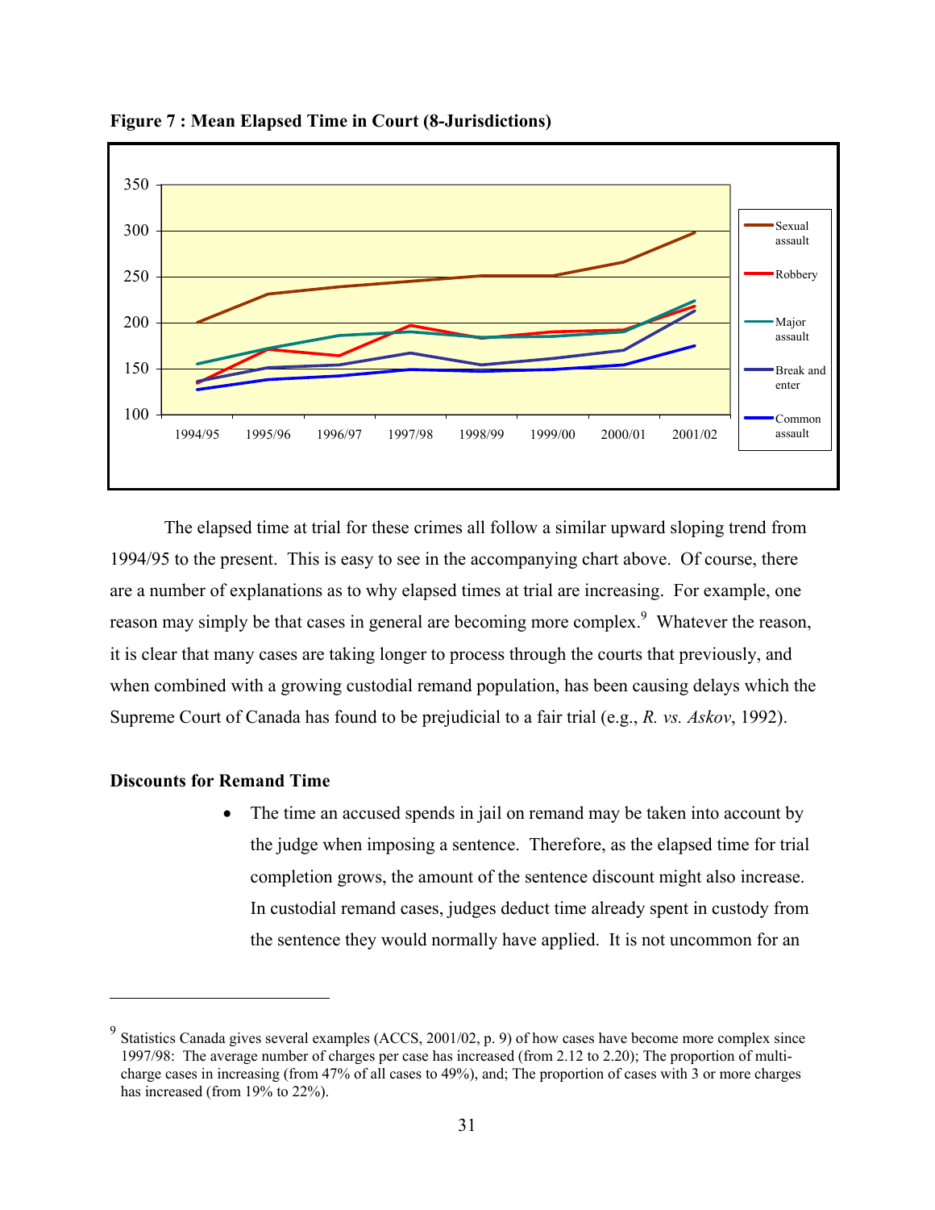**Figure 7 : Mean Elapsed Time in Court (8-Jurisdictions)**

The elapsed time at trial for these crimes all follow a similar upward sloping trend from 1994/95 to the present. This is easy to see in the accompanying chart above. Of course, there are a number of explanations as to why elapsed times at trial are increasing. For example, one reason may simply be that cases in general are becoming more complex.[9] Whatever the reason, it is clear that many cases are taking longer to process through the courts that previously, and when combined with a growing custodial remand population, has been causing delays which the Supreme Court of Canada has found to be prejudicial to a fair trial (e.g., *R. vs. Askov*, 1992).

**Discounts for Remand Time**

- The time an accused spends in jail on remand may be taken into account by the judge when imposing a sentence. Therefore, as the elapsed time for trial completion grows, the amount of the sentence discount might also increase. In custodial remand cases, judges deduct time already spent in custody from the sentence they would normally have applied. It is not uncommon for an

---

[9] Statistics Canada gives several examples (ACCS, 2001/02, p. 9) of how cases have become more complex since 1997/98: The average number of charges per case has increased (from 2.12 to 2.20); The proportion of multi-charge cases in increasing (from 47% of all cases to 49%), and; The proportion of cases with 3 or more charges has increased (from 19% to 22%).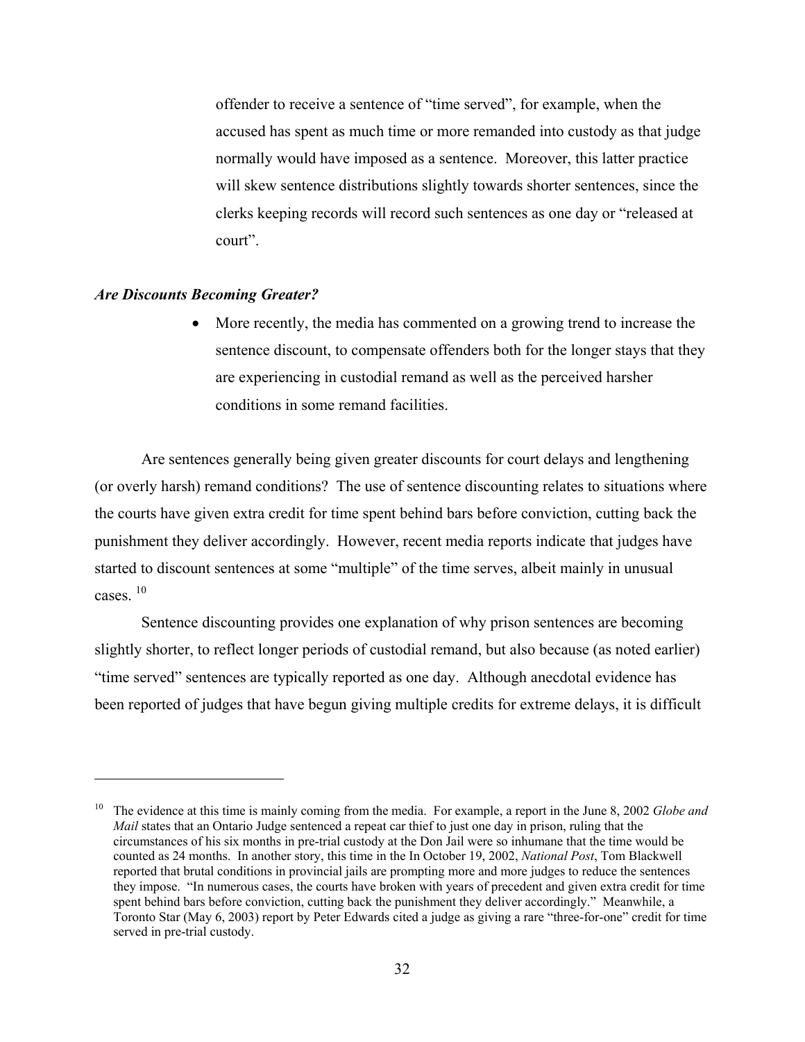offender to receive a sentence of "time served", for example, when the accused has spent as much time or more remanded into custody as that judge normally would have imposed as a sentence. Moreover, this latter practice will skew sentence distributions slightly towards shorter sentences, since the clerks keeping records will record such sentences as one day or "released at court".

***Are Discounts Becoming Greater?***

- More recently, the media has commented on a growing trend to increase the sentence discount, to compensate offenders both for the longer stays that they are experiencing in custodial remand as well as the perceived harsher conditions in some remand facilities.

Are sentences generally being given greater discounts for court delays and lengthening (or overly harsh) remand conditions? The use of sentence discounting relates to situations where the courts have given extra credit for time spent behind bars before conviction, cutting back the punishment they deliver accordingly. However, recent media reports indicate that judges have started to discount sentences at some "multiple" of the time serves, albeit mainly in unusual cases. [10]

Sentence discounting provides one explanation of why prison sentences are becoming slightly shorter, to reflect longer periods of custodial remand, but also because (as noted earlier) "time served" sentences are typically reported as one day. Although anecdotal evidence has been reported of judges that have begun giving multiple credits for extreme delays, it is difficult

---

[10] The evidence at this time is mainly coming from the media. For example, a report in the June 8, 2002 *Globe and Mail* states that an Ontario Judge sentenced a repeat car thief to just one day in prison, ruling that the circumstances of his six months in pre-trial custody at the Don Jail were so inhumane that the time would be counted as 24 months. In another story, this time in the In October 19, 2002, *National Post*, Tom Blackwell reported that brutal conditions in provincial jails are prompting more and more judges to reduce the sentences they impose. "In numerous cases, the courts have broken with years of precedent and given extra credit for time spent behind bars before conviction, cutting back the punishment they deliver accordingly." Meanwhile, a Toronto Star (May 6, 2003) report by Peter Edwards cited a judge as giving a rare "three-for-one" credit for time served in pre-trial custody.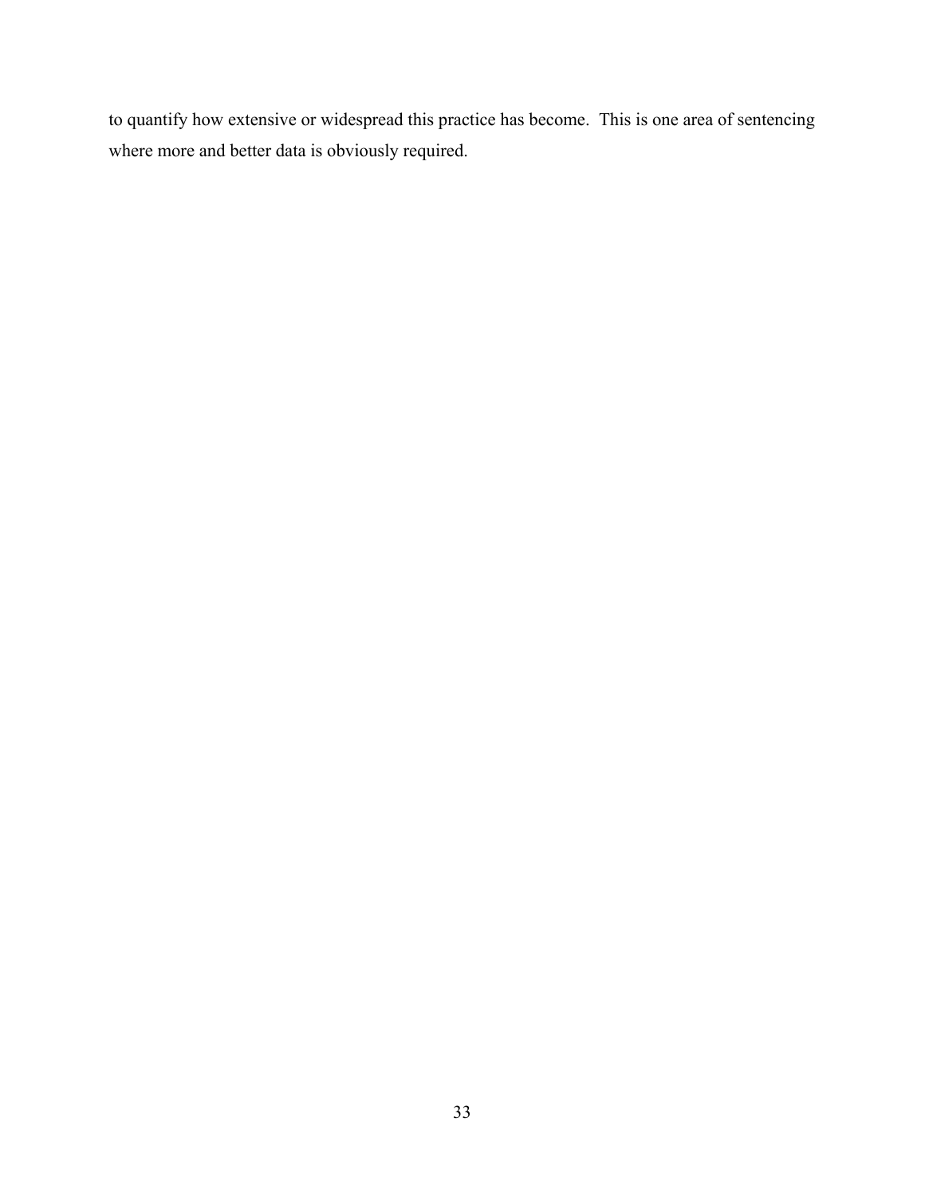to quantify how extensive or widespread this practice has become. This is one area of sentencing where more and better data is obviously required.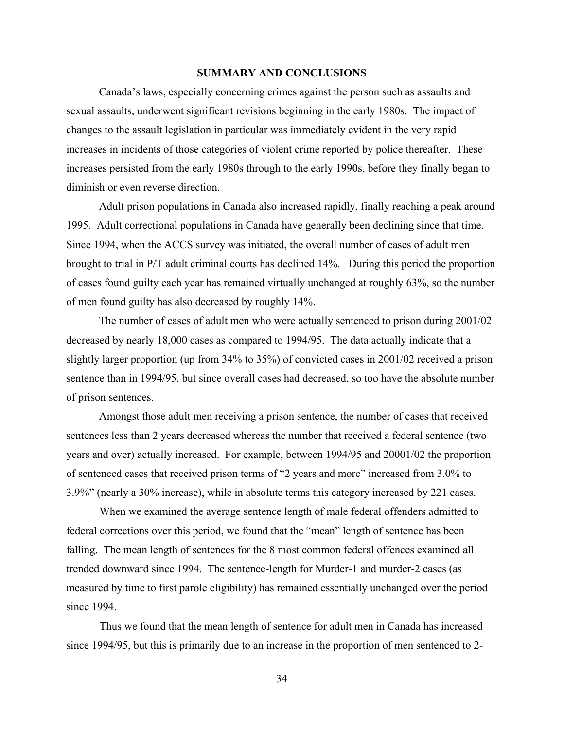## SUMMARY AND CONCLUSIONS

Canada's laws, especially concerning crimes against the person such as assaults and sexual assaults, underwent significant revisions beginning in the early 1980s. The impact of changes to the assault legislation in particular was immediately evident in the very rapid increases in incidents of those categories of violent crime reported by police thereafter. These increases persisted from the early 1980s through to the early 1990s, before they finally began to diminish or even reverse direction.

Adult prison populations in Canada also increased rapidly, finally reaching a peak around 1995. Adult correctional populations in Canada have generally been declining since that time. Since 1994, when the ACCS survey was initiated, the overall number of cases of adult men brought to trial in P/T adult criminal courts has declined 14%. During this period the proportion of cases found guilty each year has remained virtually unchanged at roughly 63%, so the number of men found guilty has also decreased by roughly 14%.

The number of cases of adult men who were actually sentenced to prison during 2001/02 decreased by nearly 18,000 cases as compared to 1994/95. The data actually indicate that a slightly larger proportion (up from 34% to 35%) of convicted cases in 2001/02 received a prison sentence than in 1994/95, but since overall cases had decreased, so too have the absolute number of prison sentences.

Amongst those adult men receiving a prison sentence, the number of cases that received sentences less than 2 years decreased whereas the number that received a federal sentence (two years and over) actually increased. For example, between 1994/95 and 20001/02 the proportion of sentenced cases that received prison terms of "2 years and more" increased from 3.0% to 3.9%" (nearly a 30% increase), while in absolute terms this category increased by 221 cases.

When we examined the average sentence length of male federal offenders admitted to federal corrections over this period, we found that the "mean" length of sentence has been falling. The mean length of sentences for the 8 most common federal offences examined all trended downward since 1994. The sentence-length for Murder-1 and murder-2 cases (as measured by time to first parole eligibility) has remained essentially unchanged over the period since 1994.

Thus we found that the mean length of sentence for adult men in Canada has increased since 1994/95, but this is primarily due to an increase in the proportion of men sentenced to 2-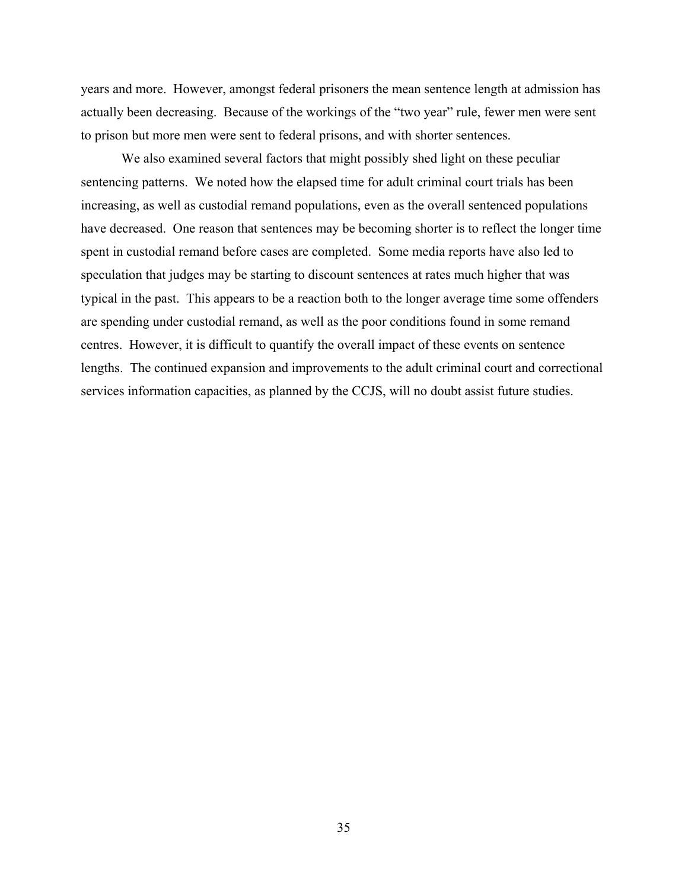years and more. However, amongst federal prisoners the mean sentence length at admission has actually been decreasing. Because of the workings of the "two year" rule, fewer men were sent to prison but more men were sent to federal prisons, and with shorter sentences.

We also examined several factors that might possibly shed light on these peculiar sentencing patterns. We noted how the elapsed time for adult criminal court trials has been increasing, as well as custodial remand populations, even as the overall sentenced populations have decreased. One reason that sentences may be becoming shorter is to reflect the longer time spent in custodial remand before cases are completed. Some media reports have also led to speculation that judges may be starting to discount sentences at rates much higher that was typical in the past. This appears to be a reaction both to the longer average time some offenders are spending under custodial remand, as well as the poor conditions found in some remand centres. However, it is difficult to quantify the overall impact of these events on sentence lengths. The continued expansion and improvements to the adult criminal court and correctional services information capacities, as planned by the CCJS, will no doubt assist future studies.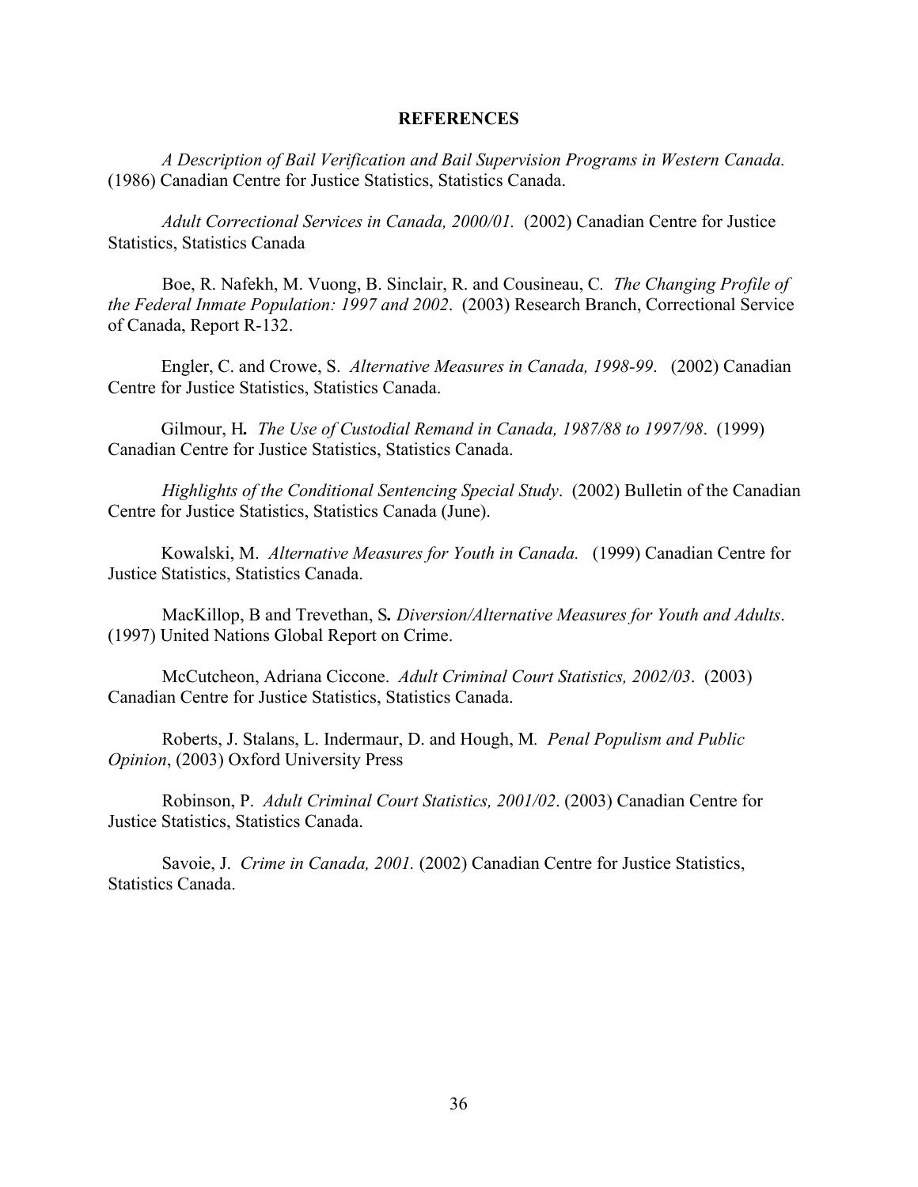## REFERENCES

*A Description of Bail Verification and Bail Supervision Programs in Western Canada.* (1986) Canadian Centre for Justice Statistics, Statistics Canada.

*Adult Correctional Services in Canada, 2000/01.* (2002) Canadian Centre for Justice Statistics, Statistics Canada

Boe, R. Nafekh, M. Vuong, B. Sinclair, R. and Cousineau, C. *The Changing Profile of the Federal Inmate Population: 1997 and 2002*. (2003) Research Branch, Correctional Service of Canada, Report R-132.

Engler, C. and Crowe, S. *Alternative Measures in Canada, 1998-99*. (2002) Canadian Centre for Justice Statistics, Statistics Canada.

Gilmour, H**.** *The Use of Custodial Remand in Canada, 1987/88 to 1997/98*. (1999) Canadian Centre for Justice Statistics, Statistics Canada.

*Highlights of the Conditional Sentencing Special Study*. (2002) Bulletin of the Canadian Centre for Justice Statistics, Statistics Canada (June).

Kowalski, M. *Alternative Measures for Youth in Canada.* (1999) Canadian Centre for Justice Statistics, Statistics Canada.

MacKillop, B and Trevethan, S**.** *Diversion/Alternative Measures for Youth and Adults*. (1997) United Nations Global Report on Crime.

McCutcheon, Adriana Ciccone. *Adult Criminal Court Statistics, 2002/03*. (2003) Canadian Centre for Justice Statistics, Statistics Canada.

Roberts, J. Stalans, L. Indermaur, D. and Hough, M. *Penal Populism and Public Opinion*, (2003) Oxford University Press

Robinson, P. *Adult Criminal Court Statistics, 2001/02*. (2003) Canadian Centre for Justice Statistics, Statistics Canada.

Savoie, J. *Crime in Canada, 2001.* (2002) Canadian Centre for Justice Statistics, Statistics Canada.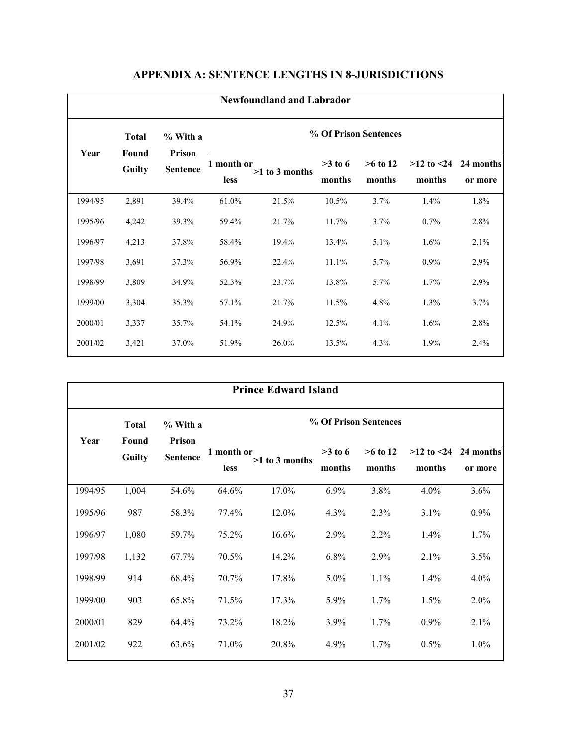## APPENDIX A: SENTENCE LENGTHS IN 8-JURISDICTIONS

| Newfoundland and Labrador | | | | | | | | |
|---|---|---|---|---|---|---|---|---|
| Year | Total Found Guilty | % With a Prison Sentence | % Of Prison Sentences | | | | | |
| | | | 1 month or less | >1 to 3 months | >3 to 6 months | >6 to 12 months | >12 to <24 months | 24 months or more |
| 1994/95 | 2,891 | 39.4% | 61.0% | 21.5% | 10.5% | 3.7% | 1.4% | 1.8% |
| 1995/96 | 4,242 | 39.3% | 59.4% | 21.7% | 11.7% | 3.7% | 0.7% | 2.8% |
| 1996/97 | 4,213 | 37.8% | 58.4% | 19.4% | 13.4% | 5.1% | 1.6% | 2.1% |
| 1997/98 | 3,691 | 37.3% | 56.9% | 22.4% | 11.1% | 5.7% | 0.9% | 2.9% |
| 1998/99 | 3,809 | 34.9% | 52.3% | 23.7% | 13.8% | 5.7% | 1.7% | 2.9% |
| 1999/00 | 3,304 | 35.3% | 57.1% | 21.7% | 11.5% | 4.8% | 1.3% | 3.7% |
| 2000/01 | 3,337 | 35.7% | 54.1% | 24.9% | 12.5% | 4.1% | 1.6% | 2.8% |
| 2001/02 | 3,421 | 37.0% | 51.9% | 26.0% | 13.5% | 4.3% | 1.9% | 2.4% |

| Prince Edward Island | | | | | | | | |
|---|---|---|---|---|---|---|---|---|
| Year | Total Found Guilty | % With a Prison Sentence | % Of Prison Sentences | | | | | |
| | | | 1 month or less | >1 to 3 months | >3 to 6 months | >6 to 12 months | >12 to <24 months | 24 months or more |
| 1994/95 | 1,004 | 54.6% | 64.6% | 17.0% | 6.9% | 3.8% | 4.0% | 3.6% |
| 1995/96 | 987 | 58.3% | 77.4% | 12.0% | 4.3% | 2.3% | 3.1% | 0.9% |
| 1996/97 | 1,080 | 59.7% | 75.2% | 16.6% | 2.9% | 2.2% | 1.4% | 1.7% |
| 1997/98 | 1,132 | 67.7% | 70.5% | 14.2% | 6.8% | 2.9% | 2.1% | 3.5% |
| 1998/99 | 914 | 68.4% | 70.7% | 17.8% | 5.0% | 1.1% | 1.4% | 4.0% |
| 1999/00 | 903 | 65.8% | 71.5% | 17.3% | 5.9% | 1.7% | 1.5% | 2.0% |
| 2000/01 | 829 | 64.4% | 73.2% | 18.2% | 3.9% | 1.7% | 0.9% | 2.1% |
| 2001/02 | 922 | 63.6% | 71.0% | 20.8% | 4.9% | 1.7% | 0.5% | 1.0% |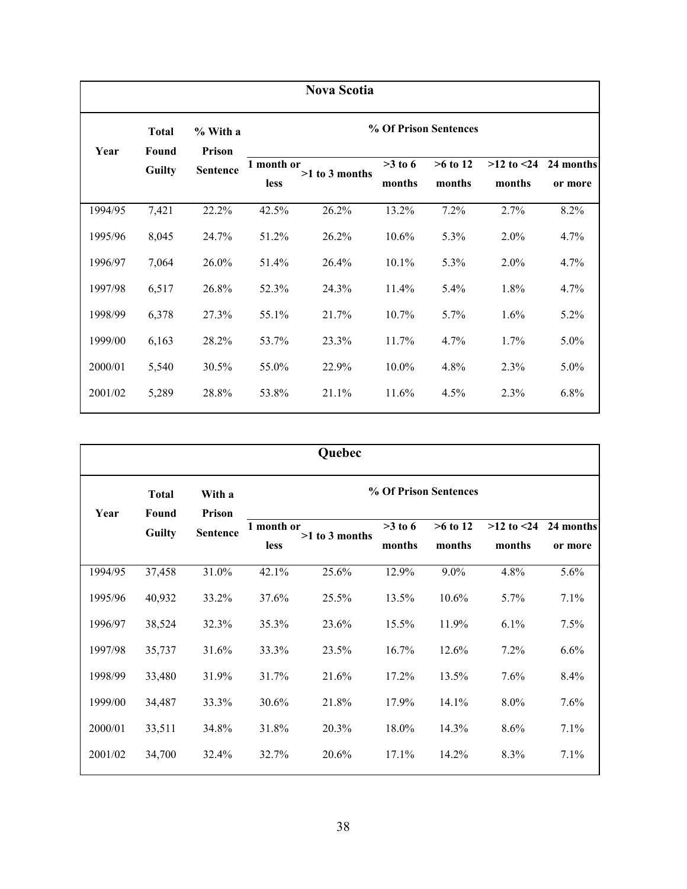| Nova Scotia | | | | | | | | |
|---|---|---|---|---|---|---|---|---|
| Year | Total Found Guilty | % With a Prison Sentence | % Of Prison Sentences | | | | | |
| | | | 1 month or less | >1 to 3 months | >3 to 6 months | >6 to 12 months | >12 to <24 months | 24 months or more |
| 1994/95 | 7,421 | 22.2% | 42.5% | 26.2% | 13.2% | 7.2% | 2.7% | 8.2% |
| 1995/96 | 8,045 | 24.7% | 51.2% | 26.2% | 10.6% | 5.3% | 2.0% | 4.7% |
| 1996/97 | 7,064 | 26.0% | 51.4% | 26.4% | 10.1% | 5.3% | 2.0% | 4.7% |
| 1997/98 | 6,517 | 26.8% | 52.3% | 24.3% | 11.4% | 5.4% | 1.8% | 4.7% |
| 1998/99 | 6,378 | 27.3% | 55.1% | 21.7% | 10.7% | 5.7% | 1.6% | 5.2% |
| 1999/00 | 6,163 | 28.2% | 53.7% | 23.3% | 11.7% | 4.7% | 1.7% | 5.0% |
| 2000/01 | 5,540 | 30.5% | 55.0% | 22.9% | 10.0% | 4.8% | 2.3% | 5.0% |
| 2001/02 | 5,289 | 28.8% | 53.8% | 21.1% | 11.6% | 4.5% | 2.3% | 6.8% |

| Quebec | | | | | | | | |
|---|---|---|---|---|---|---|---|---|
| Year | Total Found Guilty | With a Prison Sentence | % Of Prison Sentences | | | | | |
| | | | 1 month or less | >1 to 3 months | >3 to 6 months | >6 to 12 months | >12 to <24 months | 24 months or more |
| 1994/95 | 37,458 | 31.0% | 42.1% | 25.6% | 12.9% | 9.0% | 4.8% | 5.6% |
| 1995/96 | 40,932 | 33.2% | 37.6% | 25.5% | 13.5% | 10.6% | 5.7% | 7.1% |
| 1996/97 | 38,524 | 32.3% | 35.3% | 23.6% | 15.5% | 11.9% | 6.1% | 7.5% |
| 1997/98 | 35,737 | 31.6% | 33.3% | 23.5% | 16.7% | 12.6% | 7.2% | 6.6% |
| 1998/99 | 33,480 | 31.9% | 31.7% | 21.6% | 17.2% | 13.5% | 7.6% | 8.4% |
| 1999/00 | 34,487 | 33.3% | 30.6% | 21.8% | 17.9% | 14.1% | 8.0% | 7.6% |
| 2000/01 | 33,511 | 34.8% | 31.8% | 20.3% | 18.0% | 14.3% | 8.6% | 7.1% |
| 2001/02 | 34,700 | 32.4% | 32.7% | 20.6% | 17.1% | 14.2% | 8.3% | 7.1% |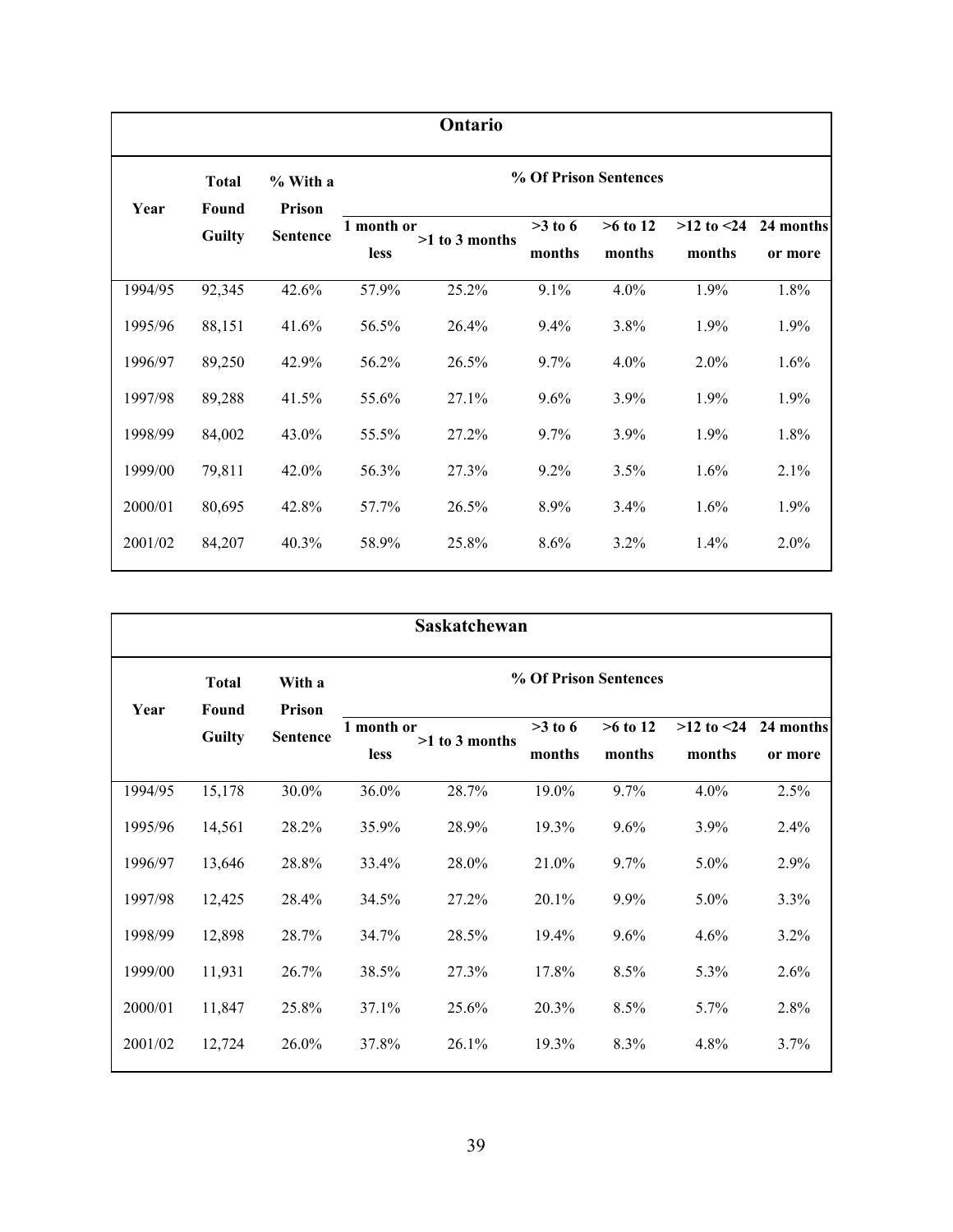| Ontario | | | | | | | | |
|---|---|---|---|---|---|---|---|---|
| Year | Total Found Guilty | % With a Prison Sentence | % Of Prison Sentences | | | | | |
| | | | 1 month or less | >1 to 3 months | >3 to 6 months | >6 to 12 months | >12 to <24 months | 24 months or more |
| 1994/95 | 92,345 | 42.6% | 57.9% | 25.2% | 9.1% | 4.0% | 1.9% | 1.8% |
| 1995/96 | 88,151 | 41.6% | 56.5% | 26.4% | 9.4% | 3.8% | 1.9% | 1.9% |
| 1996/97 | 89,250 | 42.9% | 56.2% | 26.5% | 9.7% | 4.0% | 2.0% | 1.6% |
| 1997/98 | 89,288 | 41.5% | 55.6% | 27.1% | 9.6% | 3.9% | 1.9% | 1.9% |
| 1998/99 | 84,002 | 43.0% | 55.5% | 27.2% | 9.7% | 3.9% | 1.9% | 1.8% |
| 1999/00 | 79,811 | 42.0% | 56.3% | 27.3% | 9.2% | 3.5% | 1.6% | 2.1% |
| 2000/01 | 80,695 | 42.8% | 57.7% | 26.5% | 8.9% | 3.4% | 1.6% | 1.9% |
| 2001/02 | 84,207 | 40.3% | 58.9% | 25.8% | 8.6% | 3.2% | 1.4% | 2.0% |

| Saskatchewan | | | | | | | | |
|---|---|---|---|---|---|---|---|---|
| Year | Total Found Guilty | With a Prison Sentence | % Of Prison Sentences | | | | | |
| | | | 1 month or less | >1 to 3 months | >3 to 6 months | >6 to 12 months | >12 to <24 months | 24 months or more |
| 1994/95 | 15,178 | 30.0% | 36.0% | 28.7% | 19.0% | 9.7% | 4.0% | 2.5% |
| 1995/96 | 14,561 | 28.2% | 35.9% | 28.9% | 19.3% | 9.6% | 3.9% | 2.4% |
| 1996/97 | 13,646 | 28.8% | 33.4% | 28.0% | 21.0% | 9.7% | 5.0% | 2.9% |
| 1997/98 | 12,425 | 28.4% | 34.5% | 27.2% | 20.1% | 9.9% | 5.0% | 3.3% |
| 1998/99 | 12,898 | 28.7% | 34.7% | 28.5% | 19.4% | 9.6% | 4.6% | 3.2% |
| 1999/00 | 11,931 | 26.7% | 38.5% | 27.3% | 17.8% | 8.5% | 5.3% | 2.6% |
| 2000/01 | 11,847 | 25.8% | 37.1% | 25.6% | 20.3% | 8.5% | 5.7% | 2.8% |
| 2001/02 | 12,724 | 26.0% | 37.8% | 26.1% | 19.3% | 8.3% | 4.8% | 3.7% |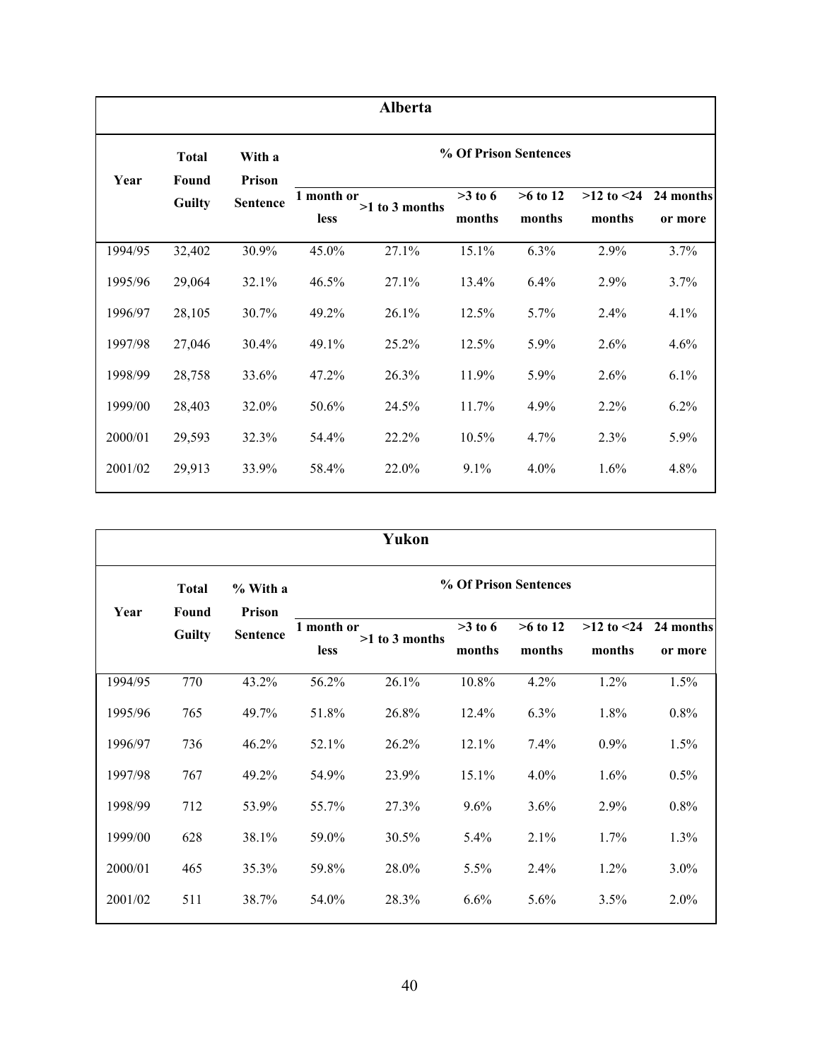| Alberta | | | | | | | | |
|---|---|---|---|---|---|---|---|---|
| Year | Total Found Guilty | With a Prison Sentence | % Of Prison Sentences | | | | | |
| | | | 1 month or less | >1 to 3 months | >3 to 6 months | >6 to 12 months | >12 to <24 months | 24 months or more |
| 1994/95 | 32,402 | 30.9% | 45.0% | 27.1% | 15.1% | 6.3% | 2.9% | 3.7% |
| 1995/96 | 29,064 | 32.1% | 46.5% | 27.1% | 13.4% | 6.4% | 2.9% | 3.7% |
| 1996/97 | 28,105 | 30.7% | 49.2% | 26.1% | 12.5% | 5.7% | 2.4% | 4.1% |
| 1997/98 | 27,046 | 30.4% | 49.1% | 25.2% | 12.5% | 5.9% | 2.6% | 4.6% |
| 1998/99 | 28,758 | 33.6% | 47.2% | 26.3% | 11.9% | 5.9% | 2.6% | 6.1% |
| 1999/00 | 28,403 | 32.0% | 50.6% | 24.5% | 11.7% | 4.9% | 2.2% | 6.2% |
| 2000/01 | 29,593 | 32.3% | 54.4% | 22.2% | 10.5% | 4.7% | 2.3% | 5.9% |
| 2001/02 | 29,913 | 33.9% | 58.4% | 22.0% | 9.1% | 4.0% | 1.6% | 4.8% |

| Yukon | | | | | | | | |
|---|---|---|---|---|---|---|---|---|
| Year | Total Found Guilty | % With a Prison Sentence | % Of Prison Sentences | | | | | |
| | | | 1 month or less | >1 to 3 months | >3 to 6 months | >6 to 12 months | >12 to <24 months | 24 months or more |
| 1994/95 | 770 | 43.2% | 56.2% | 26.1% | 10.8% | 4.2% | 1.2% | 1.5% |
| 1995/96 | 765 | 49.7% | 51.8% | 26.8% | 12.4% | 6.3% | 1.8% | 0.8% |
| 1996/97 | 736 | 46.2% | 52.1% | 26.2% | 12.1% | 7.4% | 0.9% | 1.5% |
| 1997/98 | 767 | 49.2% | 54.9% | 23.9% | 15.1% | 4.0% | 1.6% | 0.5% |
| 1998/99 | 712 | 53.9% | 55.7% | 27.3% | 9.6% | 3.6% | 2.9% | 0.8% |
| 1999/00 | 628 | 38.1% | 59.0% | 30.5% | 5.4% | 2.1% | 1.7% | 1.3% |
| 2000/01 | 465 | 35.3% | 59.8% | 28.0% | 5.5% | 2.4% | 1.2% | 3.0% |
| 2001/02 | 511 | 38.7% | 54.0% | 28.3% | 6.6% | 5.6% | 3.5% | 2.0% |